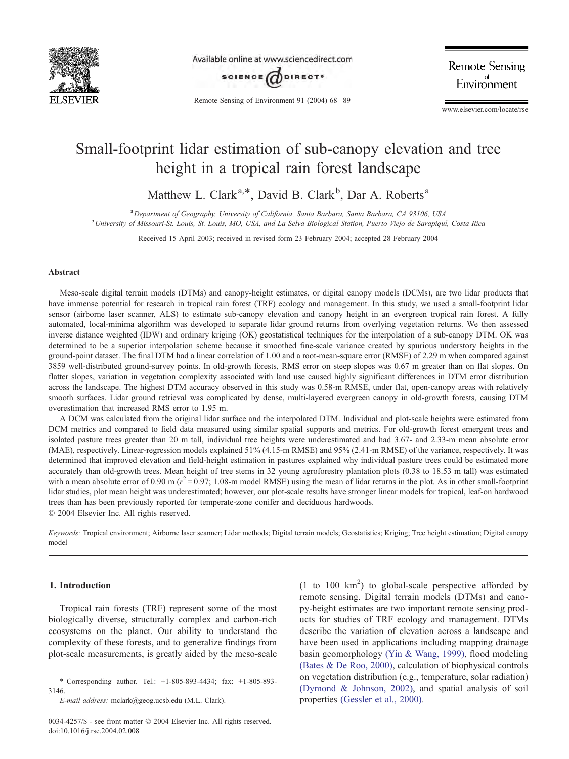# Small-footprint lidar estimation of sub-canopy elevation and tree height in a tropical rain forest landscape

Matthew L. Clark[a,*], David B. Clark[b], Dar A. Roberts[a]

[a] *Department of Geography, University of California, Santa Barbara, Santa Barbara, CA 93106, USA*
[b] *University of Missouri-St. Louis, St. Louis, MO, USA, and La Selva Biological Station, Puerto Viejo de Sarapiquí, Costa Rica*

Received 15 April 2003; received in revised form 23 February 2004; accepted 28 February 2004

## Abstract

Meso-scale digital terrain models (DTMs) and canopy-height estimates, or digital canopy models (DCMs), are two lidar products that have immense potential for research in tropical rain forest (TRF) ecology and management. In this study, we used a small-footprint lidar sensor (airborne laser scanner, ALS) to estimate sub-canopy elevation and canopy height in an evergreen tropical rain forest. A fully automated, local-minima algorithm was developed to separate lidar ground returns from overlying vegetation returns. We then assessed inverse distance weighted (IDW) and ordinary kriging (OK) geostatistical techniques for the interpolation of a sub-canopy DTM. OK was determined to be a superior interpolation scheme because it smoothed fine-scale variance created by spurious understory heights in the ground-point dataset. The final DTM had a linear correlation of 1.00 and a root-mean-square error (RMSE) of 2.29 m when compared against 3859 well-distributed ground-survey points. In old-growth forests, RMS error on steep slopes was 0.67 m greater than on flat slopes. On flatter slopes, variation in vegetation complexity associated with land use caused highly significant differences in DTM error distribution across the landscape. The highest DTM accuracy observed in this study was 0.58-m RMSE, under flat, open-canopy areas with relatively smooth surfaces. Lidar ground retrieval was complicated by dense, multi-layered evergreen canopy in old-growth forests, causing DTM overestimation that increased RMS error to 1.95 m.

A DCM was calculated from the original lidar surface and the interpolated DTM. Individual and plot-scale heights were estimated from DCM metrics and compared to field data measured using similar spatial supports and metrics. For old-growth forest emergent trees and isolated pasture trees greater than 20 m tall, individual tree heights were underestimated and had 3.67- and 2.33-m mean absolute error (MAE), respectively. Linear-regression models explained 51% (4.15-m RMSE) and 95% (2.41-m RMSE) of the variance, respectively. It was determined that improved elevation and field-height estimation in pastures explained why individual pasture trees could be estimated more accurately than old-growth trees. Mean height of tree stems in 32 young agroforestry plantation plots (0.38 to 18.53 m tall) was estimated with a mean absolute error of 0.90 m ($r^2 = 0.97$; 1.08-m model RMSE) using the mean of lidar returns in the plot. As in other small-footprint lidar studies, plot mean height was underestimated; however, our plot-scale results have stronger linear models for tropical, leaf-on hardwood trees than has been previously reported for temperate-zone conifer and deciduous hardwoods.

© 2004 Elsevier Inc. All rights reserved.

*Keywords:* Tropical environment; Airborne laser scanner; Lidar methods; Digital terrain models; Geostatistics; Kriging; Tree height estimation; Digital canopy model

## 1. Introduction

Tropical rain forests (TRF) represent some of the most biologically diverse, structurally complex and carbon-rich ecosystems on the planet. Our ability to understand the complexity of these forests, and to generalize findings from plot-scale measurements, is greatly aided by the meso-scale (1 to 100 km$^2$) to global-scale perspective afforded by remote sensing. Digital terrain models (DTMs) and canopy-height estimates are two important remote sensing products for studies of TRF ecology and management. DTMs describe the variation of elevation across a landscape and have been used in applications including mapping drainage basin geomorphology (Yin & Wang, 1999), flood modeling (Bates & De Roo, 2000), calculation of biophysical controls on vegetation distribution (e.g., temperature, solar radiation) (Dymond & Johnson, 2002), and spatial analysis of soil properties (Gessler et al., 2000).

---

\* Corresponding author. Tel.: +1-805-893-4434; fax: +1-805-893-3146.

*E-mail address:* mclark@geog.ucsb.edu (M.L. Clark).

0034-4257/$ - see front matter © 2004 Elsevier Inc. All rights reserved.
doi:10.1016/j.rse.2004.02.008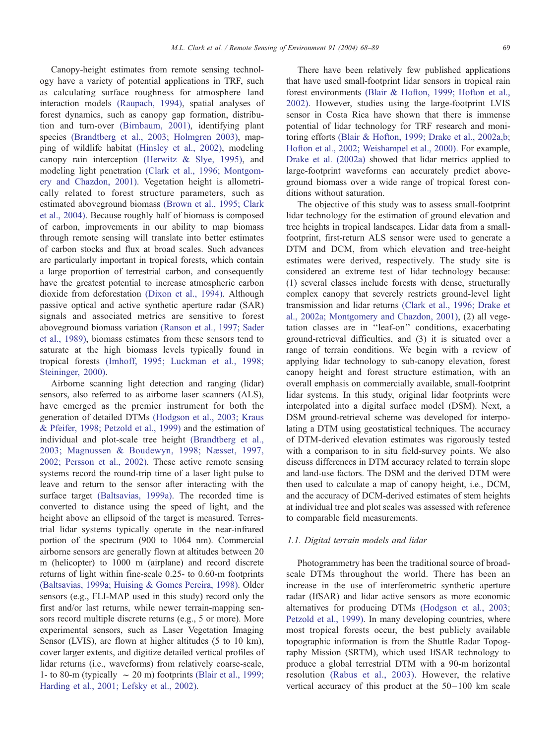Canopy-height estimates from remote sensing technology have a variety of potential applications in TRF, such as calculating surface roughness for atmosphere–land interaction models (Raupach, 1994), spatial analyses of forest dynamics, such as canopy gap formation, distribution and turn-over (Birnbaum, 2001), identifying plant species (Brandtberg et al., 2003; Holmgren 2003), mapping of wildlife habitat (Hinsley et al., 2002), modeling canopy rain interception (Herwitz & Slye, 1995), and modeling light penetration (Clark et al., 1996; Montgomery and Chazdon, 2001). Vegetation height is allometrically related to forest structure parameters, such as estimated aboveground biomass (Brown et al., 1995; Clark et al., 2004). Because roughly half of biomass is composed of carbon, improvements in our ability to map biomass through remote sensing will translate into better estimates of carbon stocks and flux at broad scales. Such advances are particularly important in tropical forests, which contain a large proportion of terrestrial carbon, and consequently have the greatest potential to increase atmospheric carbon dioxide from deforestation (Dixon et al., 1994). Although passive optical and active synthetic aperture radar (SAR) signals and associated metrics are sensitive to forest aboveground biomass variation (Ranson et al., 1997; Sader et al., 1989), biomass estimates from these sensors tend to saturate at the high biomass levels typically found in tropical forests (Imhoff, 1995; Luckman et al., 1998; Steininger, 2000).

Airborne scanning light detection and ranging (lidar) sensors, also referred to as airborne laser scanners (ALS), have emerged as the premier instrument for both the generation of detailed DTMs (Hodgson et al., 2003; Kraus & Pfeifer, 1998; Petzold et al., 1999) and the estimation of individual and plot-scale tree height (Brandtberg et al., 2003; Magnussen & Boudewyn, 1998; Næsset, 1997, 2002; Persson et al., 2002). These active remote sensing systems record the round-trip time of a laser light pulse to leave and return to the sensor after interacting with the surface target (Baltsavias, 1999a). The recorded time is converted to distance using the speed of light, and the height above an ellipsoid of the target is measured. Terrestrial lidar systems typically operate in the near-infrared portion of the spectrum (900 to 1064 nm). Commercial airborne sensors are generally flown at altitudes between 20 m (helicopter) to 1000 m (airplane) and record discrete returns of light within fine-scale 0.25- to 0.60-m footprints (Baltsavias, 1999a; Huising & Gomes Pereira, 1998). Older sensors (e.g., FLI-MAP used in this study) record only the first and/or last returns, while newer terrain-mapping sensors record multiple discrete returns (e.g., 5 or more). More experimental sensors, such as Laser Vegetation Imaging Sensor (LVIS), are flown at higher altitudes (5 to 10 km), cover larger extents, and digitize detailed vertical profiles of lidar returns (i.e., waveforms) from relatively coarse-scale, 1- to 80-m (typically $\sim$ 20 m) footprints (Blair et al., 1999; Harding et al., 2001; Lefsky et al., 2002).

There have been relatively few published applications that have used small-footprint lidar sensors in tropical rain forest environments (Blair & Hofton, 1999; Hofton et al., 2002). However, studies using the large-footprint LVIS sensor in Costa Rica have shown that there is immense potential of lidar technology for TRF research and monitoring efforts (Blair & Hofton, 1999; Drake et al., 2002a,b; Hofton et al., 2002; Weishampel et al., 2000). For example, Drake et al. (2002a) showed that lidar metrics applied to large-footprint waveforms can accurately predict aboveground biomass over a wide range of tropical forest conditions without saturation.

The objective of this study was to assess small-footprint lidar technology for the estimation of ground elevation and tree heights in tropical landscapes. Lidar data from a small-footprint, first-return ALS sensor were used to generate a DTM and DCM, from which elevation and tree-height estimates were derived, respectively. The study site is considered an extreme test of lidar technology because: (1) several classes include forests with dense, structurally complex canopy that severely restricts ground-level light transmission and lidar returns (Clark et al., 1996; Drake et al., 2002a; Montgomery and Chazdon, 2001), (2) all vegetation classes are in ''leaf-on'' conditions, exacerbating ground-retrieval difficulties, and (3) it is situated over a range of terrain conditions. We begin with a review of applying lidar technology to sub-canopy elevation, forest canopy height and forest structure estimation, with an overall emphasis on commercially available, small-footprint lidar systems. In this study, original lidar footprints were interpolated into a digital surface model (DSM). Next, a DSM ground-retrieval scheme was developed for interpolating a DTM using geostatistical techniques. The accuracy of DTM-derived elevation estimates was rigorously tested with a comparison to in situ field-survey points. We also discuss differences in DTM accuracy related to terrain slope and land-use factors. The DSM and the derived DTM were then used to calculate a map of canopy height, i.e., DCM, and the accuracy of DCM-derived estimates of stem heights at individual tree and plot scales was assessed with reference to comparable field measurements.

### 1.1. Digital terrain models and lidar

Photogrammetry has been the traditional source of broad-scale DTMs throughout the world. There has been an increase in the use of interferometric synthetic aperture radar (IfSAR) and lidar active sensors as more economic alternatives for producing DTMs (Hodgson et al., 2003; Petzold et al., 1999). In many developing countries, where most tropical forests occur, the best publicly available topographic information is from the Shuttle Radar Topography Mission (SRTM), which used IfSAR technology to produce a global terrestrial DTM with a 90-m horizontal resolution (Rabus et al., 2003). However, the relative vertical accuracy of this product at the 50–100 km scale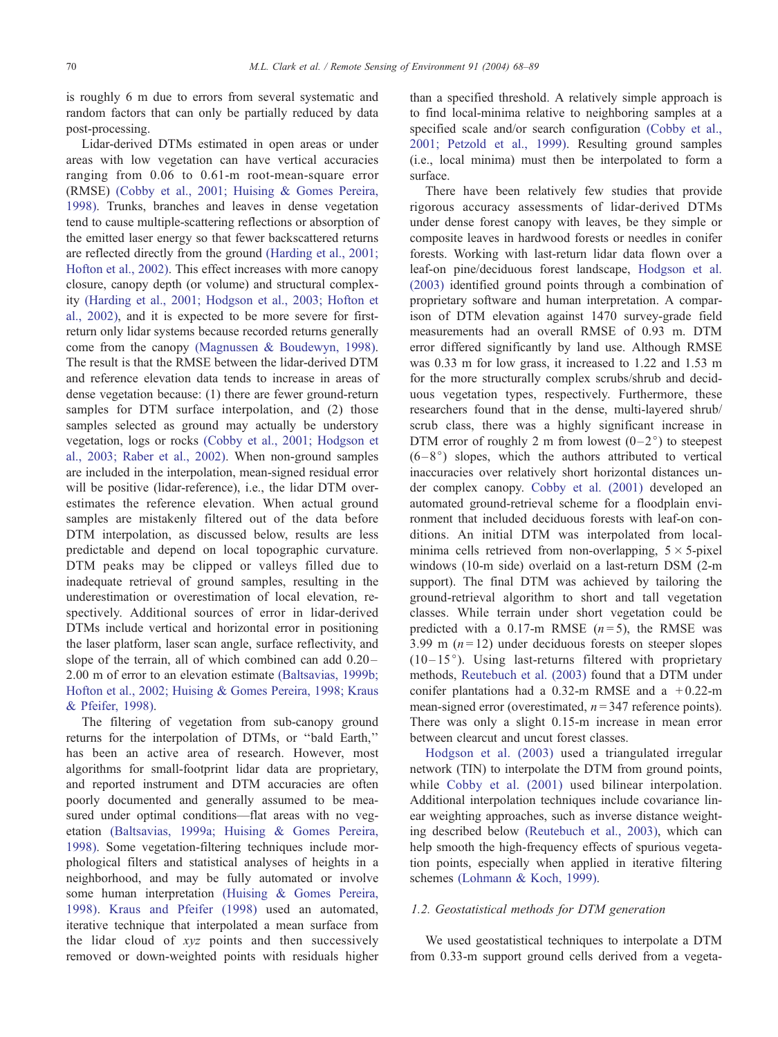is roughly 6 m due to errors from several systematic and random factors that can only be partially reduced by data post-processing.

Lidar-derived DTMs estimated in open areas or under areas with low vegetation can have vertical accuracies ranging from 0.06 to 0.61-m root-mean-square error (RMSE) (Cobby et al., 2001; Huising & Gomes Pereira, 1998). Trunks, branches and leaves in dense vegetation tend to cause multiple-scattering reflections or absorption of the emitted laser energy so that fewer backscattered returns are reflected directly from the ground (Harding et al., 2001; Hofton et al., 2002). This effect increases with more canopy closure, canopy depth (or volume) and structural complexity (Harding et al., 2001; Hodgson et al., 2003; Hofton et al., 2002), and it is expected to be more severe for first-return only lidar systems because recorded returns generally come from the canopy (Magnussen & Boudewyn, 1998). The result is that the RMSE between the lidar-derived DTM and reference elevation data tends to increase in areas of dense vegetation because: (1) there are fewer ground-return samples for DTM surface interpolation, and (2) those samples selected as ground may actually be understory vegetation, logs or rocks (Cobby et al., 2001; Hodgson et al., 2003; Raber et al., 2002). When non-ground samples are included in the interpolation, mean-signed residual error will be positive (lidar-reference), i.e., the lidar DTM overestimates the reference elevation. When actual ground samples are mistakenly filtered out of the data before DTM interpolation, as discussed below, results are less predictable and depend on local topographic curvature. DTM peaks may be clipped or valleys filled due to inadequate retrieval of ground samples, resulting in the underestimation or overestimation of local elevation, respectively. Additional sources of error in lidar-derived DTMs include vertical and horizontal error in positioning the laser platform, laser scan angle, surface reflectivity, and slope of the terrain, all of which combined can add 0.20–2.00 m of error to an elevation estimate (Baltsavias, 1999b; Hofton et al., 2002; Huising & Gomes Pereira, 1998; Kraus & Pfeifer, 1998).

The filtering of vegetation from sub-canopy ground returns for the interpolation of DTMs, or "bald Earth," has been an active area of research. However, most algorithms for small-footprint lidar data are proprietary, and reported instrument and DTM accuracies are often poorly documented and generally assumed to be measured under optimal conditions—flat areas with no vegetation (Baltsavias, 1999a; Huising & Gomes Pereira, 1998). Some vegetation-filtering techniques include morphological filters and statistical analyses of heights in a neighborhood, and may be fully automated or involve some human interpretation (Huising & Gomes Pereira, 1998). Kraus and Pfeifer (1998) used an automated, iterative technique that interpolated a mean surface from the lidar cloud of *xyz* points and then successively removed or down-weighted points with residuals higher than a specified threshold. A relatively simple approach is to find local-minima relative to neighboring samples at a specified scale and/or search configuration (Cobby et al., 2001; Petzold et al., 1999). Resulting ground samples (i.e., local minima) must then be interpolated to form a surface.

There have been relatively few studies that provide rigorous accuracy assessments of lidar-derived DTMs under dense forest canopy with leaves, be they simple or composite leaves in hardwood forests or needles in conifer forests. Working with last-return lidar data flown over a leaf-on pine/deciduous forest landscape, Hodgson et al. (2003) identified ground points through a combination of proprietary software and human interpretation. A comparison of DTM elevation against 1470 survey-grade field measurements had an overall RMSE of 0.93 m. DTM error differed significantly by land use. Although RMSE was 0.33 m for low grass, it increased to 1.22 and 1.53 m for the more structurally complex scrubs/shrub and deciduous vegetation types, respectively. Furthermore, these researchers found that in the dense, multi-layered shrub/scrub class, there was a highly significant increase in DTM error of roughly 2 m from lowest (0–2°) to steepest (6–8°) slopes, which the authors attributed to vertical inaccuracies over relatively short horizontal distances under complex canopy. Cobby et al. (2001) developed an automated ground-retrieval scheme for a floodplain environment that included deciduous forests with leaf-on conditions. An initial DTM was interpolated from local-minima cells retrieved from non-overlapping, $5 \times 5$-pixel windows (10-m side) overlaid on a last-return DSM (2-m support). The final DTM was achieved by tailoring the ground-retrieval algorithm to short and tall vegetation classes. While terrain under short vegetation could be predicted with a 0.17-m RMSE ($n = 5$), the RMSE was 3.99 m ($n = 12$) under deciduous forests on steeper slopes (10–15°). Using last-returns filtered with proprietary methods, Reutebuch et al. (2003) found that a DTM under conifer plantations had a 0.32-m RMSE and a +0.22-m mean-signed error (overestimated, $n = 347$ reference points). There was only a slight 0.15-m increase in mean error between clearcut and uncut forest classes.

Hodgson et al. (2003) used a triangulated irregular network (TIN) to interpolate the DTM from ground points, while Cobby et al. (2001) used bilinear interpolation. Additional interpolation techniques include covariance linear weighting approaches, such as inverse distance weighting described below (Reutebuch et al., 2003), which can help smooth the high-frequency effects of spurious vegetation points, especially when applied in iterative filtering schemes (Lohmann & Koch, 1999).

### 1.2. Geostatistical methods for DTM generation

We used geostatistical techniques to interpolate a DTM from 0.33-m support ground cells derived from a vegeta-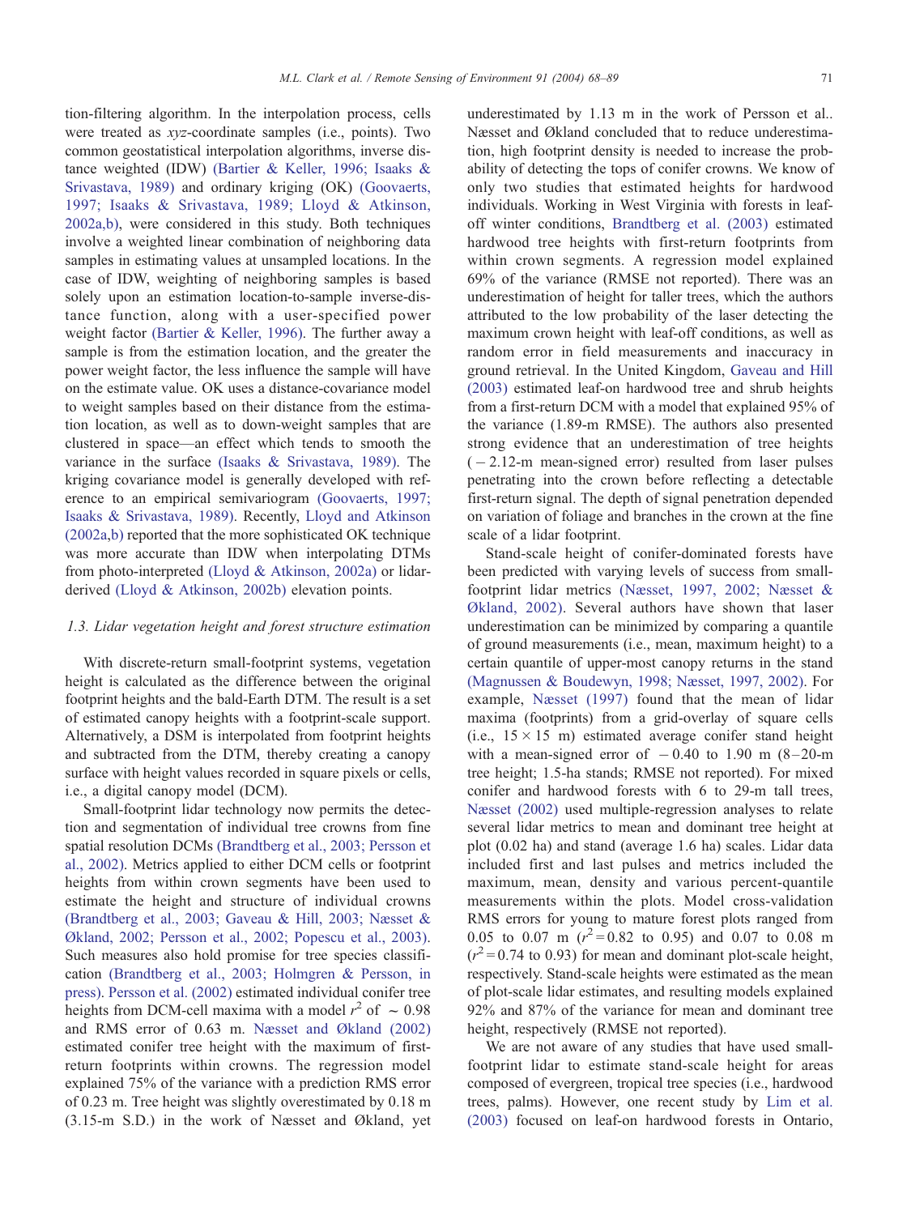tion-filtering algorithm. In the interpolation process, cells were treated as *xyz*-coordinate samples (i.e., points). Two common geostatistical interpolation algorithms, inverse distance weighted (IDW) (Bartier & Keller, 1996; Isaaks & Srivastava, 1989) and ordinary kriging (OK) (Goovaerts, 1997; Isaaks & Srivastava, 1989; Lloyd & Atkinson, 2002a,b), were considered in this study. Both techniques involve a weighted linear combination of neighboring data samples in estimating values at unsampled locations. In the case of IDW, weighting of neighboring samples is based solely upon an estimation location-to-sample inverse-distance function, along with a user-specified power weight factor (Bartier & Keller, 1996). The further away a sample is from the estimation location, and the greater the power weight factor, the less influence the sample will have on the estimate value. OK uses a distance-covariance model to weight samples based on their distance from the estimation location, as well as to down-weight samples that are clustered in space—an effect which tends to smooth the variance in the surface (Isaaks & Srivastava, 1989). The kriging covariance model is generally developed with reference to an empirical semivariogram (Goovaerts, 1997; Isaaks & Srivastava, 1989). Recently, Lloyd and Atkinson (2002a,b) reported that the more sophisticated OK technique was more accurate than IDW when interpolating DTMs from photo-interpreted (Lloyd & Atkinson, 2002a) or lidar-derived (Lloyd & Atkinson, 2002b) elevation points.

### 1.3. Lidar vegetation height and forest structure estimation

With discrete-return small-footprint systems, vegetation height is calculated as the difference between the original footprint heights and the bald-Earth DTM. The result is a set of estimated canopy heights with a footprint-scale support. Alternatively, a DSM is interpolated from footprint heights and subtracted from the DTM, thereby creating a canopy surface with height values recorded in square pixels or cells, i.e., a digital canopy model (DCM).

Small-footprint lidar technology now permits the detection and segmentation of individual tree crowns from fine spatial resolution DCMs (Brandtberg et al., 2003; Persson et al., 2002). Metrics applied to either DCM cells or footprint heights from within crown segments have been used to estimate the height and structure of individual crowns (Brandtberg et al., 2003; Gaveau & Hill, 2003; Næsset & Økland, 2002; Persson et al., 2002; Popescu et al., 2003). Such measures also hold promise for tree species classification (Brandtberg et al., 2003; Holmgren & Persson, in press). Persson et al. (2002) estimated individual conifer tree heights from DCM-cell maxima with a model $r^2$ of $\sim 0.98$ and RMS error of 0.63 m. Næsset and Økland (2002) estimated conifer tree height with the maximum of first-return footprints within crowns. The regression model explained 75% of the variance with a prediction RMS error of 0.23 m. Tree height was slightly overestimated by 0.18 m (3.15-m S.D.) in the work of Næsset and Økland, yet underestimated by 1.13 m in the work of Persson et al.. Næsset and Økland concluded that to reduce underestimation, high footprint density is needed to increase the probability of detecting the tops of conifer crowns. We know of only two studies that estimated heights for hardwood individuals. Working in West Virginia with forests in leaf-off winter conditions, Brandtberg et al. (2003) estimated hardwood tree heights with first-return footprints from within crown segments. A regression model explained 69% of the variance (RMSE not reported). There was an underestimation of height for taller trees, which the authors attributed to the low probability of the laser detecting the maximum crown height with leaf-off conditions, as well as random error in field measurements and inaccuracy in ground retrieval. In the United Kingdom, Gaveau and Hill (2003) estimated leaf-on hardwood tree and shrub heights from a first-return DCM with a model that explained 95% of the variance (1.89-m RMSE). The authors also presented strong evidence that an underestimation of tree heights ($-2.12$-m mean-signed error) resulted from laser pulses penetrating into the crown before reflecting a detectable first-return signal. The depth of signal penetration depended on variation of foliage and branches in the crown at the fine scale of a lidar footprint.

Stand-scale height of conifer-dominated forests have been predicted with varying levels of success from small-footprint lidar metrics (Næsset, 1997, 2002; Næsset & Økland, 2002). Several authors have shown that laser underestimation can be minimized by comparing a quantile of ground measurements (i.e., mean, maximum height) to a certain quantile of upper-most canopy returns in the stand (Magnussen & Boudewyn, 1998; Næsset, 1997, 2002). For example, Næsset (1997) found that the mean of lidar maxima (footprints) from a grid-overlay of square cells (i.e., $15 \times 15$ m) estimated average conifer stand height with a mean-signed error of $-0.40$ to 1.90 m (8–20-m tree height; 1.5-ha stands; RMSE not reported). For mixed conifer and hardwood forests with 6 to 29-m tall trees, Næsset (2002) used multiple-regression analyses to relate several lidar metrics to mean and dominant tree height at plot (0.02 ha) and stand (average 1.6 ha) scales. Lidar data included first and last pulses and metrics included the maximum, mean, density and various percent-quantile measurements within the plots. Model cross-validation RMS errors for young to mature forest plots ranged from 0.05 to 0.07 m ($r^2 = 0.82$ to 0.95) and 0.07 to 0.08 m ($r^2 = 0.74$ to 0.93) for mean and dominant plot-scale height, respectively. Stand-scale heights were estimated as the mean of plot-scale lidar estimates, and resulting models explained 92% and 87% of the variance for mean and dominant tree height, respectively (RMSE not reported).

We are not aware of any studies that have used small-footprint lidar to estimate stand-scale height for areas composed of evergreen, tropical tree species (i.e., hardwood trees, palms). However, one recent study by Lim et al. (2003) focused on leaf-on hardwood forests in Ontario,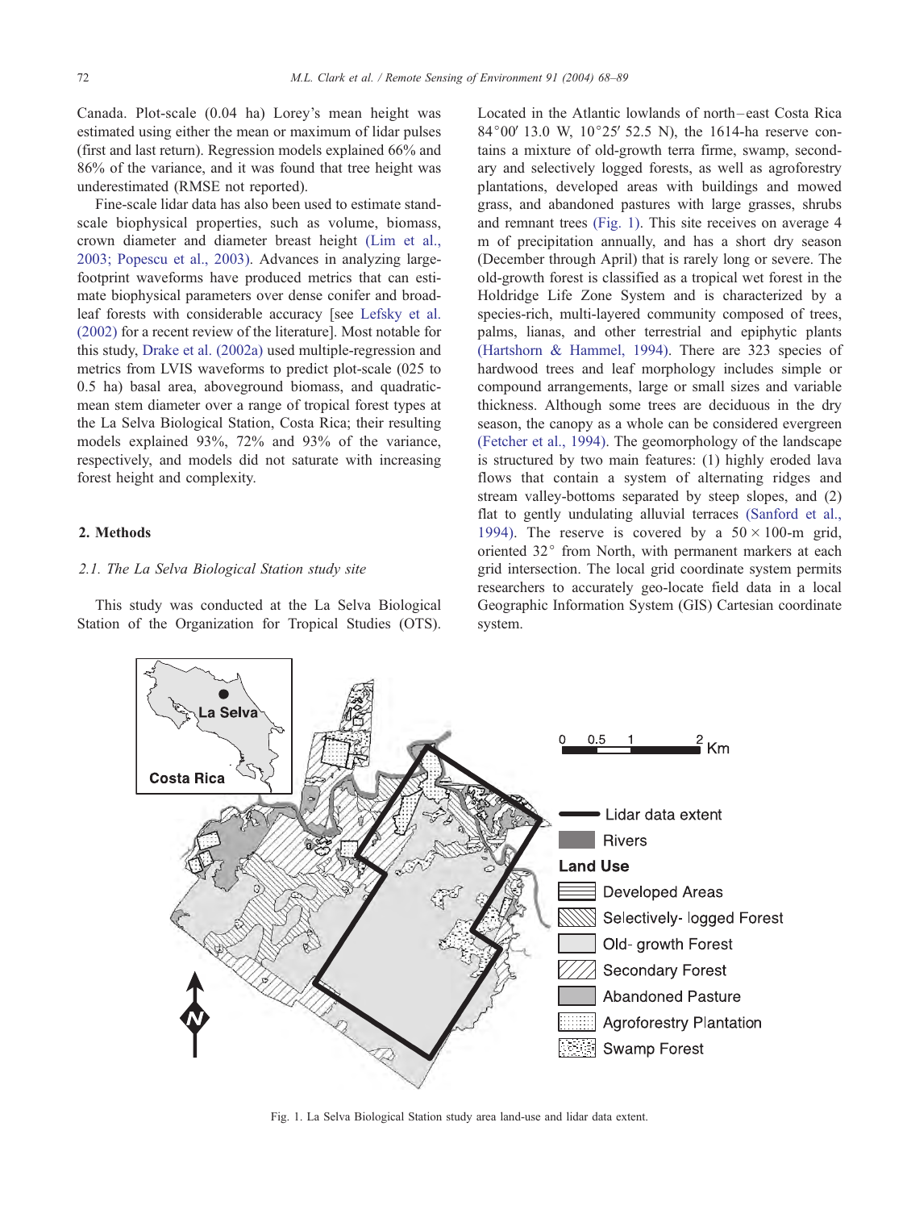Canada. Plot-scale (0.04 ha) Lorey's mean height was estimated using either the mean or maximum of lidar pulses (first and last return). Regression models explained 66% and 86% of the variance, and it was found that tree height was underestimated (RMSE not reported).

Fine-scale lidar data has also been used to estimate stand-scale biophysical properties, such as volume, biomass, crown diameter and diameter breast height (Lim et al., 2003; Popescu et al., 2003). Advances in analyzing large-footprint waveforms have produced metrics that can estimate biophysical parameters over dense conifer and broad-leaf forests with considerable accuracy [see Lefsky et al. (2002) for a recent review of the literature]. Most notable for this study, Drake et al. (2002a) used multiple-regression and metrics from LVIS waveforms to predict plot-scale (025 to 0.5 ha) basal area, aboveground biomass, and quadratic-mean stem diameter over a range of tropical forest types at the La Selva Biological Station, Costa Rica; their resulting models explained 93%, 72% and 93% of the variance, respectively, and models did not saturate with increasing forest height and complexity.

## 2. Methods

### *2.1. The La Selva Biological Station study site*

This study was conducted at the La Selva Biological Station of the Organization for Tropical Studies (OTS). Located in the Atlantic lowlands of north–east Costa Rica 84°00′ 13.0 W, 10°25′ 52.5 N), the 1614-ha reserve contains a mixture of old-growth terra firme, swamp, secondary and selectively logged forests, as well as agroforestry plantations, developed areas with buildings and mowed grass, and abandoned pastures with large grasses, shrubs and remnant trees (Fig. 1). This site receives on average 4 m of precipitation annually, and has a short dry season (December through April) that is rarely long or severe. The old-growth forest is classified as a tropical wet forest in the Holdridge Life Zone System and is characterized by a species-rich, multi-layered community composed of trees, palms, lianas, and other terrestrial and epiphytic plants (Hartshorn & Hammel, 1994). There are 323 species of hardwood trees and leaf morphology includes simple or compound arrangements, large or small sizes and variable thickness. Although some trees are deciduous in the dry season, the canopy as a whole can be considered evergreen (Fetcher et al., 1994). The geomorphology of the landscape is structured by two main features: (1) highly eroded lava flows that contain a system of alternating ridges and stream valley-bottoms separated by steep slopes, and (2) flat to gently undulating alluvial terraces (Sanford et al., 1994). The reserve is covered by a $50 \times 100$-m grid, oriented 32° from North, with permanent markers at each grid intersection. The local grid coordinate system permits researchers to accurately geo-locate field data in a local Geographic Information System (GIS) Cartesian coordinate system.

Fig. 1. La Selva Biological Station study area land-use and lidar data extent.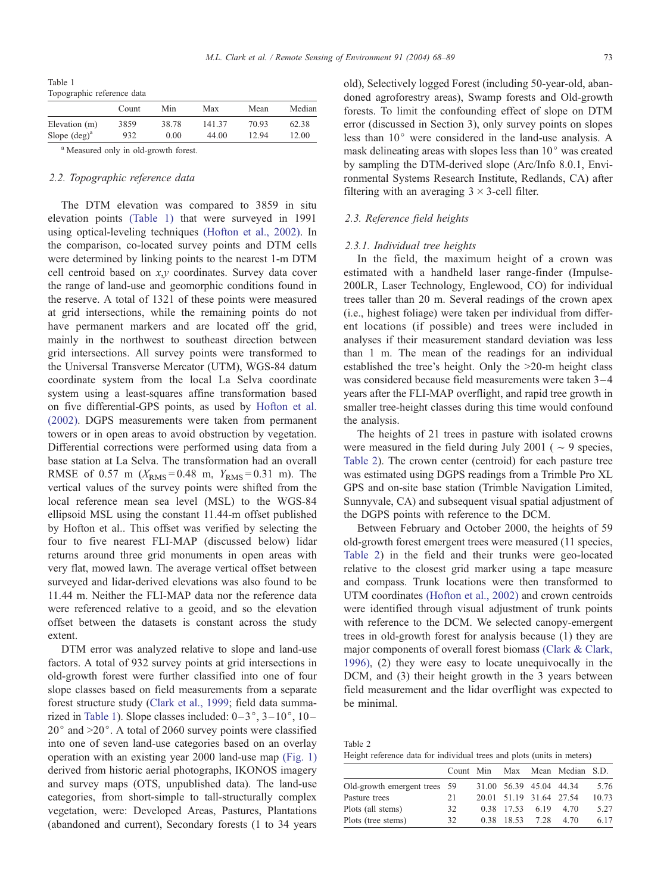Table 1
Topographic reference data

| | Count | Min | Max | Mean | Median |
|---|---|---|---|---|---|
| Elevation (m) | 3859 | 38.78 | 141.37 | 70.93 | 62.38 |
| Slope (deg)[a] | 932 | 0.00 | 44.00 | 12.94 | 12.00 |

[a] Measured only in old-growth forest.

### 2.2. Topographic reference data

The DTM elevation was compared to 3859 in situ elevation points (Table 1) that were surveyed in 1991 using optical-leveling techniques (Hofton et al., 2002). In the comparison, co-located survey points and DTM cells were determined by linking points to the nearest 1-m DTM cell centroid based on $x$,$y$ coordinates. Survey data cover the range of land-use and geomorphic conditions found in the reserve. A total of 1321 of these points were measured at grid intersections, while the remaining points do not have permanent markers and are located off the grid, mainly in the northwest to southeast direction between grid intersections. All survey points were transformed to the Universal Transverse Mercator (UTM), WGS-84 datum coordinate system from the local La Selva coordinate system using a least-squares affine transformation based on five differential-GPS points, as used by Hofton et al. (2002). DGPS measurements were taken from permanent towers or in open areas to avoid obstruction by vegetation. Differential corrections were performed using data from a base station at La Selva. The transformation had an overall RMSE of 0.57 m ($X_{RMS}$ = 0.48 m, $Y_{RMS}$ = 0.31 m). The vertical values of the survey points were shifted from the local reference mean sea level (MSL) to the WGS-84 ellipsoid MSL using the constant 11.44-m offset published by Hofton et al.. This offset was verified by selecting the four to five nearest FLI-MAP (discussed below) lidar returns around three grid monuments in open areas with very flat, mowed lawn. The average vertical offset between surveyed and lidar-derived elevations was also found to be 11.44 m. Neither the FLI-MAP data nor the reference data were referenced relative to a geoid, and so the elevation offset between the datasets is constant across the study extent.

DTM error was analyzed relative to slope and land-use factors. A total of 932 survey points at grid intersections in old-growth forest were further classified into one of four slope classes based on field measurements from a separate forest structure study (Clark et al., 1999; field data summarized in Table 1). Slope classes included: 0–3°, 3–10°, 10–20° and >20°. A total of 2060 survey points were classified into one of seven land-use categories based on an overlay operation with an existing year 2000 land-use map (Fig. 1) derived from historic aerial photographs, IKONOS imagery and survey maps (OTS, unpublished data). The land-use categories, from short-simple to tall-structurally complex vegetation, were: Developed Areas, Pastures, Plantations (abandoned and current), Secondary forests (1 to 34 years old), Selectively logged Forest (including 50-year-old, abandoned agroforestry areas), Swamp forests and Old-growth forests. To limit the confounding effect of slope on DTM error (discussed in Section 3), only survey points on slopes less than 10° were considered in the land-use analysis. A mask delineating areas with slopes less than 10° was created by sampling the DTM-derived slope (Arc/Info 8.0.1, Environmental Systems Research Institute, Redlands, CA) after filtering with an averaging 3 × 3-cell filter.

### 2.3. Reference field heights

#### 2.3.1. Individual tree heights

In the field, the maximum height of a crown was estimated with a handheld laser range-finder (Impulse-200LR, Laser Technology, Englewood, CO) for individual trees taller than 20 m. Several readings of the crown apex (i.e., highest foliage) were taken per individual from different locations (if possible) and trees were included in analyses if their measurement standard deviation was less than 1 m. The mean of the readings for an individual established the tree's height. Only the >20-m height class was considered because field measurements were taken 3–4 years after the FLI-MAP overflight, and rapid tree growth in smaller tree-height classes during this time would confound the analysis.

The heights of 21 trees in pasture with isolated crowns were measured in the field during July 2001 ( ~ 9 species, Table 2). The crown center (centroid) for each pasture tree was estimated using DGPS readings from a Trimble Pro XL GPS and on-site base station (Trimble Navigation Limited, Sunnyvale, CA) and subsequent visual spatial adjustment of the DGPS points with reference to the DCM.

Between February and October 2000, the heights of 59 old-growth forest emergent trees were measured (11 species, Table 2) in the field and their trunks were geo-located relative to the closest grid marker using a tape measure and compass. Trunk locations were then transformed to UTM coordinates (Hofton et al., 2002) and crown centroids were identified through visual adjustment of trunk points with reference to the DCM. We selected canopy-emergent trees in old-growth forest for analysis because (1) they are major components of overall forest biomass (Clark & Clark, 1996), (2) they were easy to locate unequivocally in the DCM, and (3) their height growth in the 3 years between field measurement and the lidar overflight was expected to be minimal.

Table 2
Height reference data for individual trees and plots (units in meters)

| | Count | Min | Max | Mean | Median | S.D. |
|---|---|---|---|---|---|---|
| Old-growth emergent trees | 59 | 31.00 | 56.39 | 45.04 | 44.34 | 5.76 |
| Pasture trees | 21 | 20.01 | 51.19 | 31.64 | 27.54 | 10.73 |
| Plots (all stems) | 32 | 0.38 | 17.53 | 6.19 | 4.70 | 5.27 |
| Plots (tree stems) | 32 | 0.38 | 18.53 | 7.28 | 4.70 | 6.17 |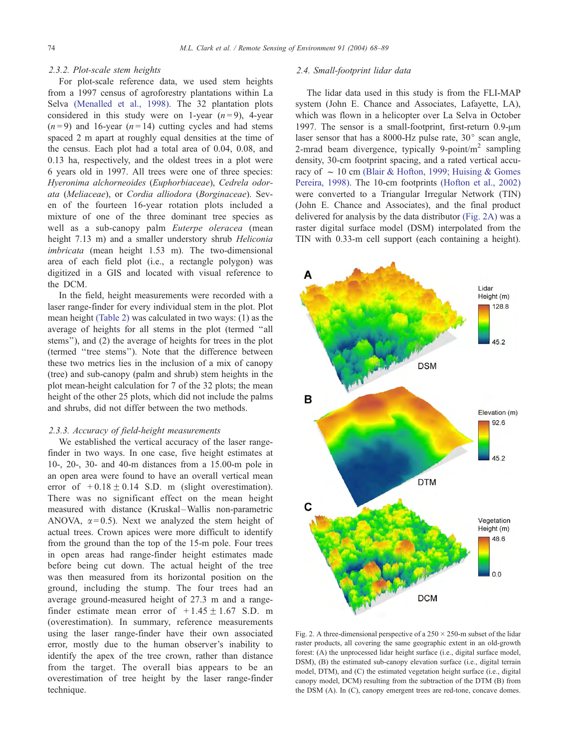### 2.3.2. Plot-scale stem heights

For plot-scale reference data, we used stem heights from a 1997 census of agroforestry plantations within La Selva (Menalled et al., 1998). The 32 plantation plots considered in this study were on 1-year ($n = 9$), 4-year ($n = 9$) and 16-year ($n = 14$) cutting cycles and had stems spaced 2 m apart at roughly equal densities at the time of the census. Each plot had a total area of 0.04, 0.08, and 0.13 ha, respectively, and the oldest trees in a plot were 6 years old in 1997. All trees were one of three species: *Hyeronima alchorneoides* (*Euphorbiaceae*), *Cedrela odorata* (*Meliaceae*), or *Cordia alliodora* (*Borginaceae*). Seven of the fourteen 16-year rotation plots included a mixture of one of the three dominant tree species as well as a sub-canopy palm *Euterpe oleracea* (mean height 7.13 m) and a smaller understory shrub *Heliconia imbricata* (mean height 1.53 m). The two-dimensional area of each field plot (i.e., a rectangle polygon) was digitized in a GIS and located with visual reference to the DCM.

In the field, height measurements were recorded with a laser range-finder for every individual stem in the plot. Plot mean height (Table 2) was calculated in two ways: (1) as the average of heights for all stems in the plot (termed "all stems"), and (2) the average of heights for trees in the plot (termed "tree stems"). Note that the difference between these two metrics lies in the inclusion of a mix of canopy (tree) and sub-canopy (palm and shrub) stem heights in the plot mean-height calculation for 7 of the 32 plots; the mean height of the other 25 plots, which did not include the palms and shrubs, did not differ between the two methods.

### 2.3.3. Accuracy of field-height measurements

We established the vertical accuracy of the laser range-finder in two ways. In one case, five height estimates at 10-, 20-, 30- and 40-m distances from a 15.00-m pole in an open area were found to have an overall vertical mean error of $+0.18 \pm 0.14$ S.D. m (slight overestimation). There was no significant effect on the mean height measured with distance (Kruskal–Wallis non-parametric ANOVA, $\alpha = 0.5$). Next we analyzed the stem height of actual trees. Crown apices were more difficult to identify from the ground than the top of the 15-m pole. Four trees in open areas had range-finder height estimates made before being cut down. The actual height of the tree was then measured from its horizontal position on the ground, including the stump. The four trees had an average ground-measured height of 27.3 m and a range-finder estimate mean error of $+1.45 \pm 1.67$ S.D. m (overestimation). In summary, reference measurements using the laser range-finder have their own associated error, mostly due to the human observer's inability to identify the apex of the tree crown, rather than distance from the target. The overall bias appears to be an overestimation of tree height by the laser range-finder technique.

## 2.4. Small-footprint lidar data

The lidar data used in this study is from the FLI-MAP system (John E. Chance and Associates, Lafayette, LA), which was flown in a helicopter over La Selva in October 1997. The sensor is a small-footprint, first-return 0.9-μm laser sensor that has a 8000-Hz pulse rate, 30° scan angle, 2-mrad beam divergence, typically 9-point/m$^2$ sampling density, 30-cm footprint spacing, and a rated vertical accuracy of ~ 10 cm (Blair & Hofton, 1999; Huising & Gomes Pereira, 1998). The 10-cm footprints (Hofton et al., 2002) were converted to a Triangular Irregular Network (TIN) (John E. Chance and Associates), and the final product delivered for analysis by the data distributor (Fig. 2A) was a raster digital surface model (DSM) interpolated from the TIN with 0.33-m cell support (each containing a height).

Fig. 2. A three-dimensional perspective of a 250 × 250-m subset of the lidar raster products, all covering the same geographic extent in an old-growth forest: (A) the unprocessed lidar height surface (i.e., digital surface model, DSM), (B) the estimated sub-canopy elevation surface (i.e., digital terrain model, DTM), and (C) the estimated vegetation height surface (i.e., digital canopy model, DCM) resulting from the subtraction of the DTM (B) from the DSM (A). In (C), canopy emergent trees are red-tone, concave domes.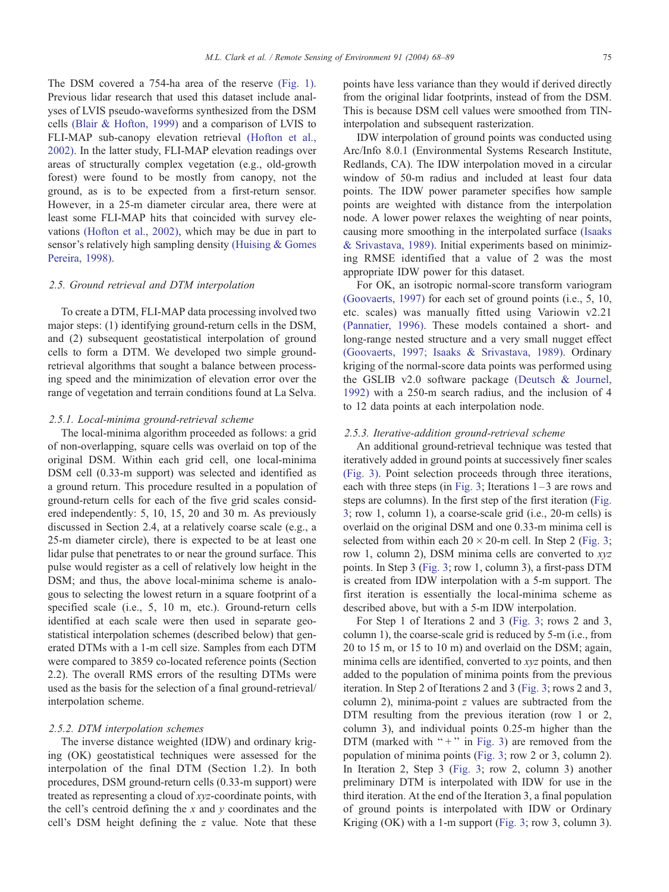The DSM covered a 754-ha area of the reserve (Fig. 1). Previous lidar research that used this dataset include analyses of LVIS pseudo-waveforms synthesized from the DSM cells (Blair & Hofton, 1999) and a comparison of LVIS to FLI-MAP sub-canopy elevation retrieval (Hofton et al., 2002). In the latter study, FLI-MAP elevation readings over areas of structurally complex vegetation (e.g., old-growth forest) were found to be mostly from canopy, not the ground, as is to be expected from a first-return sensor. However, in a 25-m diameter circular area, there were at least some FLI-MAP hits that coincided with survey elevations (Hofton et al., 2002), which may be due in part to sensor's relatively high sampling density (Huising & Gomes Pereira, 1998).

### 2.5. Ground retrieval and DTM interpolation

To create a DTM, FLI-MAP data processing involved two major steps: (1) identifying ground-return cells in the DSM, and (2) subsequent geostatistical interpolation of ground cells to form a DTM. We developed two simple ground-retrieval algorithms that sought a balance between processing speed and the minimization of elevation error over the range of vegetation and terrain conditions found at La Selva.

#### 2.5.1. Local-minima ground-retrieval scheme

The local-minima algorithm proceeded as follows: a grid of non-overlapping, square cells was overlaid on top of the original DSM. Within each grid cell, one local-minima DSM cell (0.33-m support) was selected and identified as a ground return. This procedure resulted in a population of ground-return cells for each of the five grid scales considered independently: 5, 10, 15, 20 and 30 m. As previously discussed in Section 2.4, at a relatively coarse scale (e.g., a 25-m diameter circle), there is expected to be at least one lidar pulse that penetrates to or near the ground surface. This pulse would register as a cell of relatively low height in the DSM; and thus, the above local-minima scheme is analogous to selecting the lowest return in a square footprint of a specified scale (i.e., 5, 10 m, etc.). Ground-return cells identified at each scale were then used in separate geostatistical interpolation schemes (described below) that generated DTMs with a 1-m cell size. Samples from each DTM were compared to 3859 co-located reference points (Section 2.2). The overall RMS errors of the resulting DTMs were used as the basis for the selection of a final ground-retrieval/interpolation scheme.

#### 2.5.2. DTM interpolation schemes

The inverse distance weighted (IDW) and ordinary kriging (OK) geostatistical techniques were assessed for the interpolation of the final DTM (Section 1.2). In both procedures, DSM ground-return cells (0.33-m support) were treated as representing a cloud of *xyz*-coordinate points, with the cell's centroid defining the *x* and *y* coordinates and the cell's DSM height defining the *z* value. Note that these points have less variance than they would if derived directly from the original lidar footprints, instead of from the DSM. This is because DSM cell values were smoothed from TIN-interpolation and subsequent rasterization.

IDW interpolation of ground points was conducted using Arc/Info 8.0.1 (Environmental Systems Research Institute, Redlands, CA). The IDW interpolation moved in a circular window of 50-m radius and included at least four data points. The IDW power parameter specifies how sample points are weighted with distance from the interpolation node. A lower power relaxes the weighting of near points, causing more smoothing in the interpolated surface (Isaaks & Srivastava, 1989). Initial experiments based on minimizing RMSE identified that a value of 2 was the most appropriate IDW power for this dataset.

For OK, an isotropic normal-score transform variogram (Goovaerts, 1997) for each set of ground points (i.e., 5, 10, etc. scales) was manually fitted using Variowin v2.21 (Pannatier, 1996). These models contained a short- and long-range nested structure and a very small nugget effect (Goovaerts, 1997; Isaaks & Srivastava, 1989). Ordinary kriging of the normal-score data points was performed using the GSLIB v2.0 software package (Deutsch & Journel, 1992) with a 250-m search radius, and the inclusion of 4 to 12 data points at each interpolation node.

#### 2.5.3. Iterative-addition ground-retrieval scheme

An additional ground-retrieval technique was tested that iteratively added in ground points at successively finer scales (Fig. 3). Point selection proceeds through three iterations, each with three steps (in Fig. 3; Iterations 1–3 are rows and steps are columns). In the first step of the first iteration (Fig. 3; row 1, column 1), a coarse-scale grid (i.e., 20-m cells) is overlaid on the original DSM and one 0.33-m minima cell is selected from within each $20 \times 20$-m cell. In Step 2 (Fig. 3; row 1, column 2), DSM minima cells are converted to *xyz* points. In Step 3 (Fig. 3; row 1, column 3), a first-pass DTM is created from IDW interpolation with a 5-m support. The first iteration is essentially the local-minima scheme as described above, but with a 5-m IDW interpolation.

For Step 1 of Iterations 2 and 3 (Fig. 3; rows 2 and 3, column 1), the coarse-scale grid is reduced by 5-m (i.e., from 20 to 15 m, or 15 to 10 m) and overlaid on the DSM; again, minima cells are identified, converted to *xyz* points, and then added to the population of minima points from the previous iteration. In Step 2 of Iterations 2 and 3 (Fig. 3; rows 2 and 3, column 2), minima-point *z* values are subtracted from the DTM resulting from the previous iteration (row 1 or 2, column 3), and individual points 0.25-m higher than the DTM (marked with "+" in Fig. 3) are removed from the population of minima points (Fig. 3; row 2 or 3, column 2). In Iteration 2, Step 3 (Fig. 3; row 2, column 3) another preliminary DTM is interpolated with IDW for use in the third iteration. At the end of the Iteration 3, a final population of ground points is interpolated with IDW or Ordinary Kriging (OK) with a 1-m support (Fig. 3; row 3, column 3).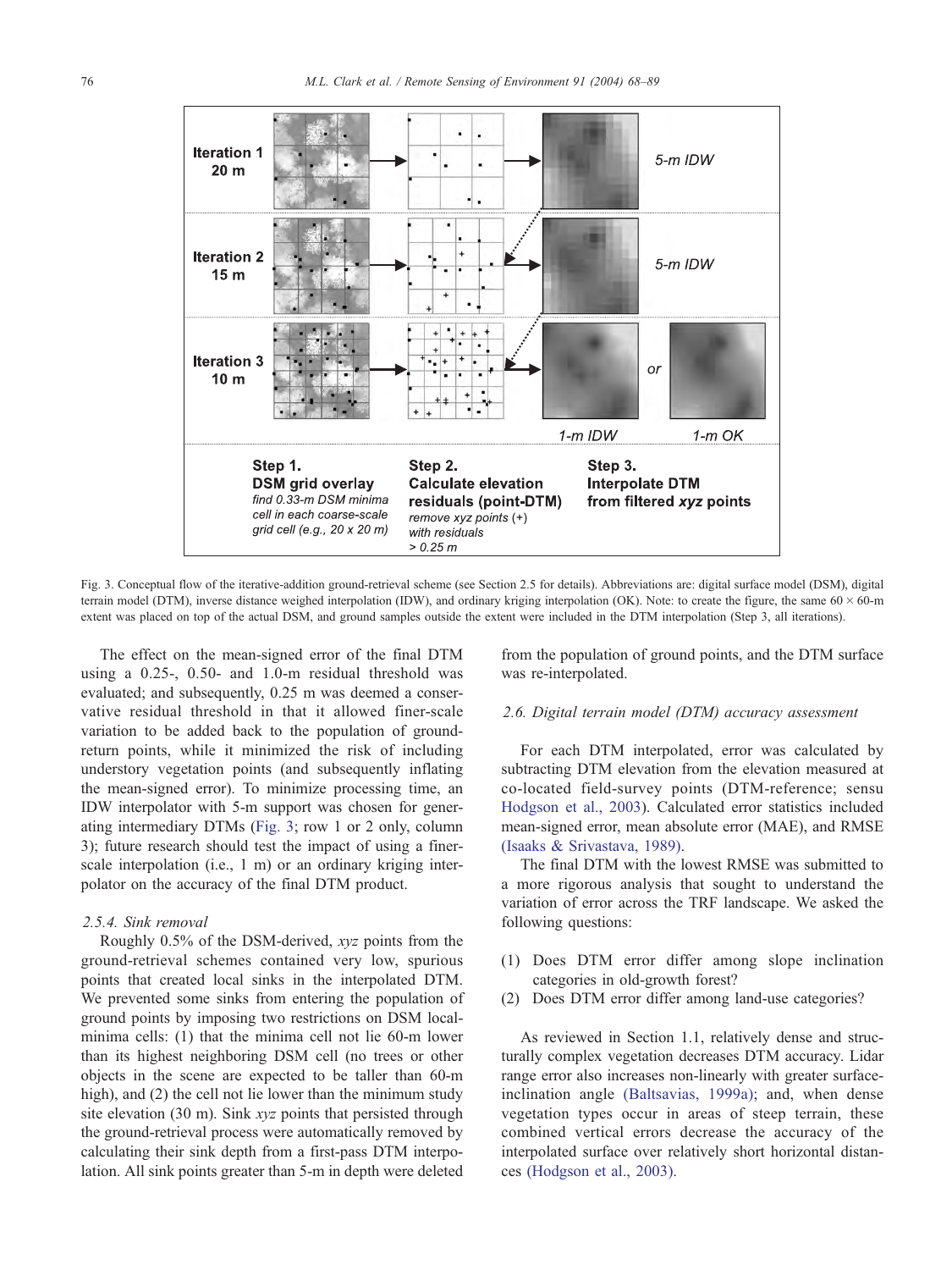Fig. 3. Conceptual flow of the iterative-addition ground-retrieval scheme (see Section 2.5 for details). Abbreviations are: digital surface model (DSM), digital terrain model (DTM), inverse distance weighed interpolation (IDW), and ordinary kriging interpolation (OK). Note: to create the figure, the same 60 × 60-m extent was placed on top of the actual DSM, and ground samples outside the extent were included in the DTM interpolation (Step 3, all iterations).

The effect on the mean-signed error of the final DTM using a 0.25-, 0.50- and 1.0-m residual threshold was evaluated; and subsequently, 0.25 m was deemed a conservative residual threshold in that it allowed finer-scale variation to be added back to the population of ground-return points, while it minimized the risk of including understory vegetation points (and subsequently inflating the mean-signed error). To minimize processing time, an IDW interpolator with 5-m support was chosen for generating intermediary DTMs (Fig. 3; row 1 or 2 only, column 3); future research should test the impact of using a finer-scale interpolation (i.e., 1 m) or an ordinary kriging interpolator on the accuracy of the final DTM product.

#### 2.5.4. Sink removal

Roughly 0.5% of the DSM-derived, *xyz* points from the ground-retrieval schemes contained very low, spurious points that created local sinks in the interpolated DTM. We prevented some sinks from entering the population of ground points by imposing two restrictions on DSM local-minima cells: (1) that the minima cell not lie 60-m lower than its highest neighboring DSM cell (no trees or other objects in the scene are expected to be taller than 60-m high), and (2) the cell not lie lower than the minimum study site elevation (30 m). Sink *xyz* points that persisted through the ground-retrieval process were automatically removed by calculating their sink depth from a first-pass DTM interpolation. All sink points greater than 5-m in depth were deleted from the population of ground points, and the DTM surface was re-interpolated.

### 2.6. Digital terrain model (DTM) accuracy assessment

For each DTM interpolated, error was calculated by subtracting DTM elevation from the elevation measured at co-located field-survey points (DTM-reference; sensu Hodgson et al., 2003). Calculated error statistics included mean-signed error, mean absolute error (MAE), and RMSE (Isaaks & Srivastava, 1989).

The final DTM with the lowest RMSE was submitted to a more rigorous analysis that sought to understand the variation of error across the TRF landscape. We asked the following questions:

(1) Does DTM error differ among slope inclination categories in old-growth forest?
(2) Does DTM error differ among land-use categories?

As reviewed in Section 1.1, relatively dense and structurally complex vegetation decreases DTM accuracy. Lidar range error also increases non-linearly with greater surface-inclination angle (Baltsavias, 1999a); and, when dense vegetation types occur in areas of steep terrain, these combined vertical errors decrease the accuracy of the interpolated surface over relatively short horizontal distances (Hodgson et al., 2003).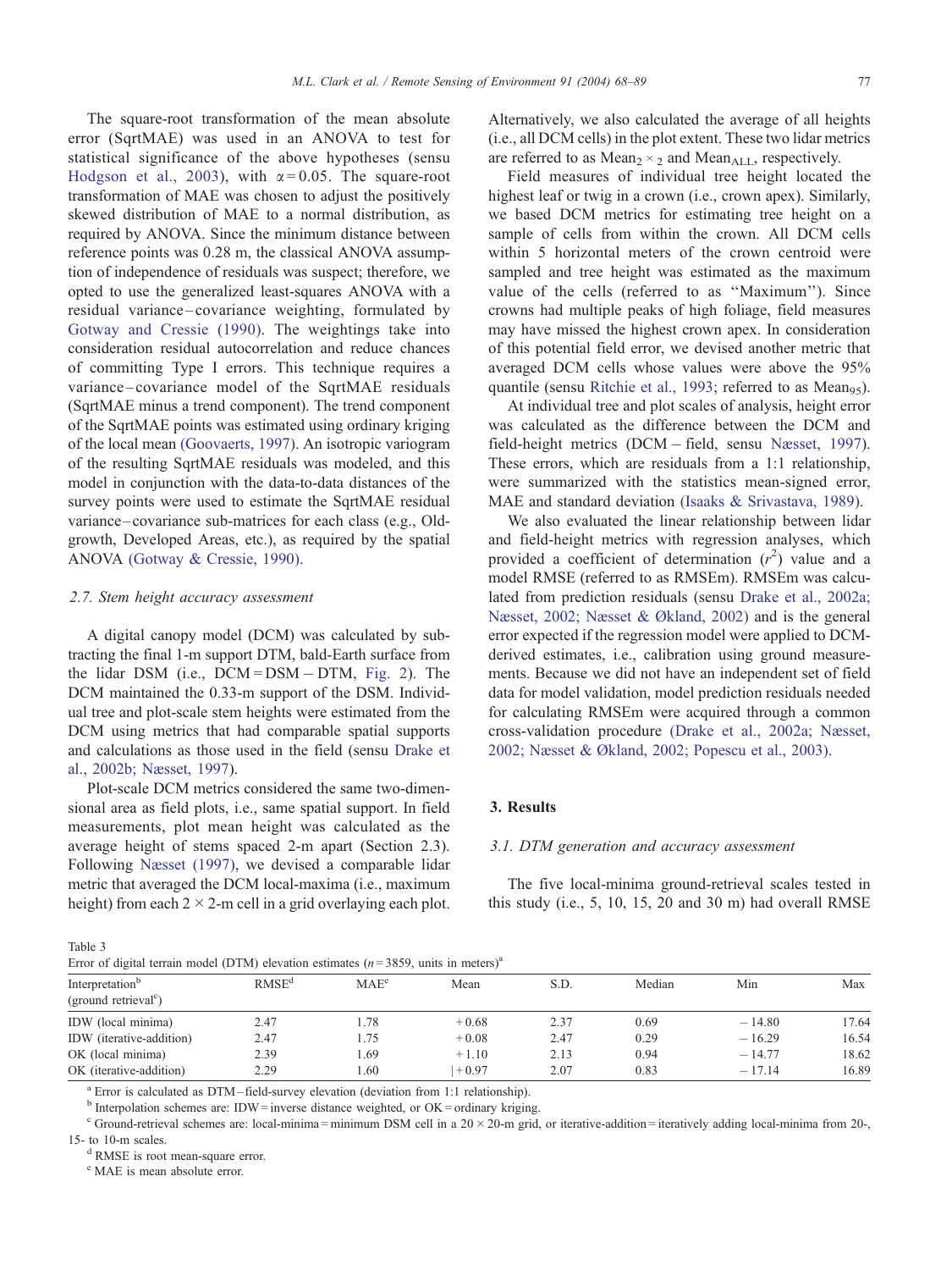The square-root transformation of the mean absolute error (SqrtMAE) was used in an ANOVA to test for statistical significance of the above hypotheses (sensu Hodgson et al., 2003), with $\alpha = 0.05$. The square-root transformation of MAE was chosen to adjust the positively skewed distribution of MAE to a normal distribution, as required by ANOVA. Since the minimum distance between reference points was 0.28 m, the classical ANOVA assumption of independence of residuals was suspect; therefore, we opted to use the generalized least-squares ANOVA with a residual variance–covariance weighting, formulated by Gotway and Cressie (1990). The weightings take into consideration residual autocorrelation and reduce chances of committing Type I errors. This technique requires a variance–covariance model of the SqrtMAE residuals (SqrtMAE minus a trend component). The trend component of the SqrtMAE points was estimated using ordinary kriging of the local mean (Goovaerts, 1997). An isotropic variogram of the resulting SqrtMAE residuals was modeled, and this model in conjunction with the data-to-data distances of the survey points were used to estimate the SqrtMAE residual variance–covariance sub-matrices for each class (e.g., Old-growth, Developed Areas, etc.), as required by the spatial ANOVA (Gotway & Cressie, 1990).

### 2.7. Stem height accuracy assessment

A digital canopy model (DCM) was calculated by subtracting the final 1-m support DTM, bald-Earth surface from the lidar DSM (i.e., DCM = DSM − DTM, Fig. 2). The DCM maintained the 0.33-m support of the DSM. Individual tree and plot-scale stem heights were estimated from the DCM using metrics that had comparable spatial supports and calculations as those used in the field (sensu Drake et al., 2002b; Næsset, 1997).

Plot-scale DCM metrics considered the same two-dimensional area as field plots, i.e., same spatial support. In field measurements, plot mean height was calculated as the average height of stems spaced 2-m apart (Section 2.3). Following Næsset (1997), we devised a comparable lidar metric that averaged the DCM local-maxima (i.e., maximum height) from each $2 \times 2$-m cell in a grid overlaying each plot. Alternatively, we also calculated the average of all heights (i.e., all DCM cells) in the plot extent. These two lidar metrics are referred to as $\mathrm{Mean}_{2 \times 2}$ and $\mathrm{Mean}_{\mathrm{ALL}}$, respectively.

Field measures of individual tree height located the highest leaf or twig in a crown (i.e., crown apex). Similarly, we based DCM metrics for estimating tree height on a sample of cells from within the crown. All DCM cells within 5 horizontal meters of the crown centroid were sampled and tree height was estimated as the maximum value of the cells (referred to as "Maximum"). Since crowns had multiple peaks of high foliage, field measures may have missed the highest crown apex. In consideration of this potential field error, we devised another metric that averaged DCM cells whose values were above the 95% quantile (sensu Ritchie et al., 1993; referred to as $\mathrm{Mean}_{95}$).

At individual tree and plot scales of analysis, height error was calculated as the difference between the DCM and field-height metrics (DCM − field, sensu Næsset, 1997). These errors, which are residuals from a 1:1 relationship, were summarized with the statistics mean-signed error, MAE and standard deviation (Isaaks & Srivastava, 1989).

We also evaluated the linear relationship between lidar and field-height metrics with regression analyses, which provided a coefficient of determination ($r^2$) value and a model RMSE (referred to as RMSEm). RMSEm was calculated from prediction residuals (sensu Drake et al., 2002a; Næsset, 2002; Næsset & Økland, 2002) and is the general error expected if the regression model were applied to DCM-derived estimates, i.e., calibration using ground measurements. Because we did not have an independent set of field data for model validation, model prediction residuals needed for calculating RMSEm were acquired through a common cross-validation procedure (Drake et al., 2002a; Næsset, 2002; Næsset & Økland, 2002; Popescu et al., 2003).

## 3. Results

### 3.1. DTM generation and accuracy assessment

The five local-minima ground-retrieval scales tested in this study (i.e., 5, 10, 15, 20 and 30 m) had overall RMSE

Table 3
Error of digital terrain model (DTM) elevation estimates ($n = 3859$, units in meters)[a]

| Interpretation[b] (ground retrieval[c]) | RMSE[d] | MAE[e] | Mean | S.D. | Median | Min | Max |
|---|---|---|---|---|---|---|---|
| IDW (local minima) | 2.47 | 1.78 | +0.68 | 2.37 | 0.69 | −14.80 | 17.64 |
| IDW (iterative-addition) | 2.47 | 1.75 | +0.08 | 2.47 | 0.29 | −16.29 | 16.54 |
| OK (local minima) | 2.39 | 1.69 | +1.10 | 2.13 | 0.94 | −14.77 | 18.62 |
| OK (iterative-addition) | 2.29 | 1.60 | +0.97 | 2.07 | 0.83 | −17.14 | 16.89 |

[a] Error is calculated as DTM – field-survey elevation (deviation from 1:1 relationship).
[b] Interpolation schemes are: IDW = inverse distance weighted, or OK = ordinary kriging.
[c] Ground-retrieval schemes are: local-minima = minimum DSM cell in a $20 \times 20$-m grid, or iterative-addition = iteratively adding local-minima from 20-, 15- to 10-m scales.
[d] RMSE is root mean-square error.
[e] MAE is mean absolute error.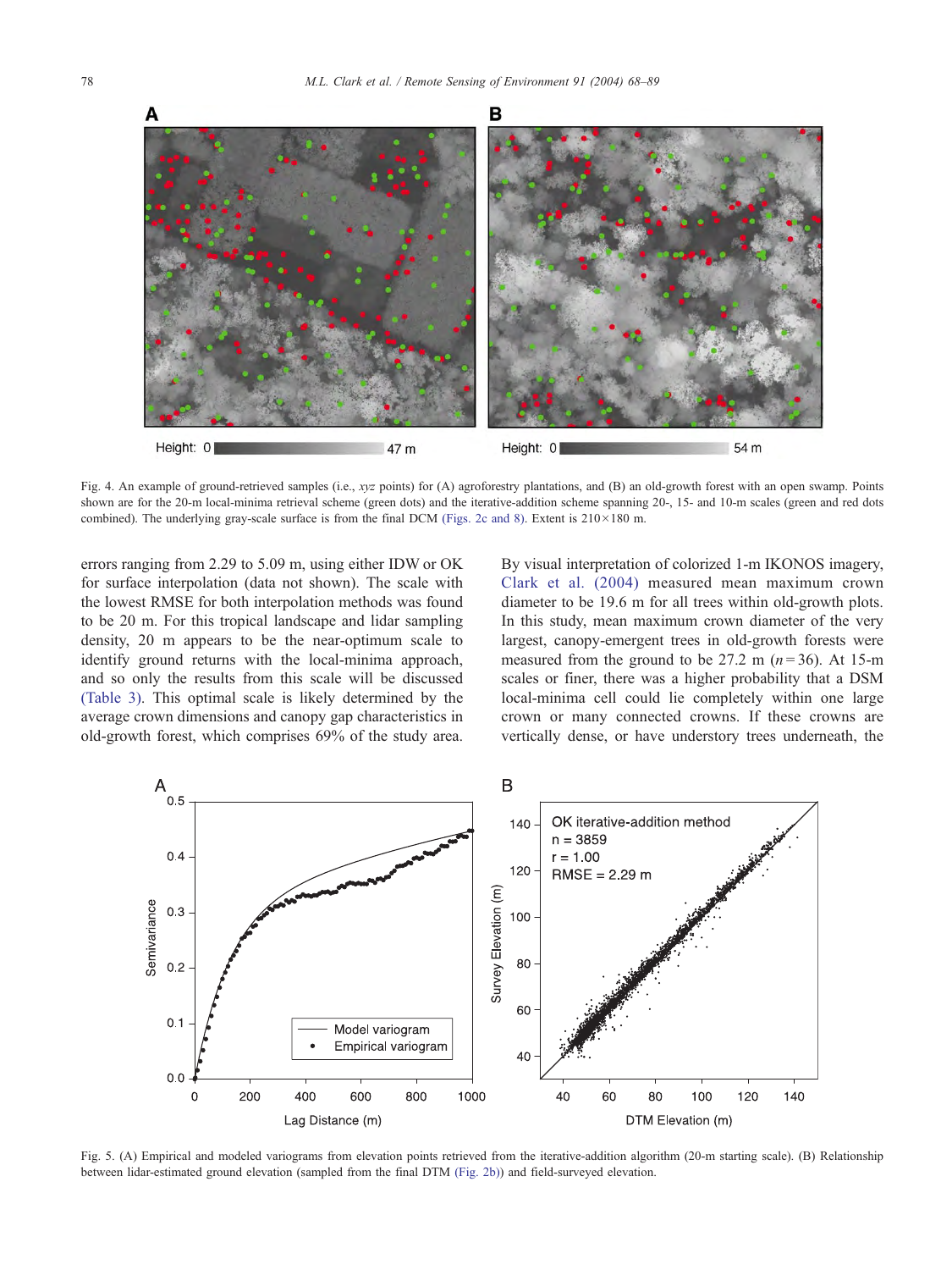Fig. 4. An example of ground-retrieved samples (i.e., *xyz* points) for (A) agroforestry plantations, and (B) an old-growth forest with an open swamp. Points shown are for the 20-m local-minima retrieval scheme (green dots) and the iterative-addition scheme spanning 20-, 15- and 10-m scales (green and red dots combined). The underlying gray-scale surface is from the final DCM (Figs. 2c and 8). Extent is 210×180 m.

errors ranging from 2.29 to 5.09 m, using either IDW or OK for surface interpolation (data not shown). The scale with the lowest RMSE for both interpolation methods was found to be 20 m. For this tropical landscape and lidar sampling density, 20 m appears to be the near-optimum scale to identify ground returns with the local-minima approach, and so only the results from this scale will be discussed (Table 3). This optimal scale is likely determined by the average crown dimensions and canopy gap characteristics in old-growth forest, which comprises 69% of the study area.

By visual interpretation of colorized 1-m IKONOS imagery, Clark et al. (2004) measured mean maximum crown diameter to be 19.6 m for all trees within old-growth plots. In this study, mean maximum crown diameter of the very largest, canopy-emergent trees in old-growth forests were measured from the ground to be 27.2 m ($n = 36$). At 15-m scales or finer, there was a higher probability that a DSM local-minima cell could lie completely within one large crown or many connected crowns. If these crowns are vertically dense, or have understory trees underneath, the

Fig. 5. (A) Empirical and modeled variograms from elevation points retrieved from the iterative-addition algorithm (20-m starting scale). (B) Relationship between lidar-estimated ground elevation (sampled from the final DTM (Fig. 2b)) and field-surveyed elevation.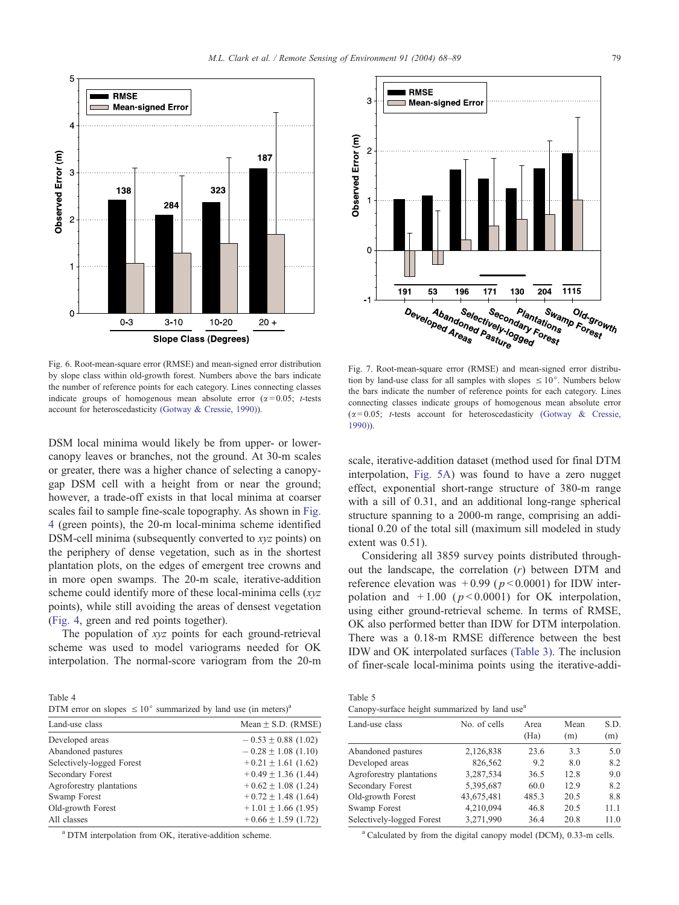Fig. 6. Root-mean-square error (RMSE) and mean-signed error distribution by slope class within old-growth forest. Numbers above the bars indicate the number of reference points for each category. Lines connecting classes indicate groups of homogenous mean absolute error ($\alpha = 0.05$; $t$-tests account for heteroscedasticity (Gotway & Cressie, 1990)).

Fig. 7. Root-mean-square error (RMSE) and mean-signed error distribution by land-use class for all samples with slopes $\leq 10°$. Numbers below the bars indicate the number of reference points for each category. Lines connecting classes indicate groups of homogenous mean absolute error ($\alpha = 0.05$; $t$-tests account for heteroscedasticity (Gotway & Cressie, 1990)).

DSM local minima would likely be from upper- or lower-canopy leaves or branches, not the ground. At 30-m scales or greater, there was a higher chance of selecting a canopy-gap DSM cell with a height from or near the ground; however, a trade-off exists in that local minima at coarser scales fail to sample fine-scale topography. As shown in Fig. 4 (green points), the 20-m local-minima scheme identified DSM-cell minima (subsequently converted to *xyz* points) on the periphery of dense vegetation, such as in the shortest plantation plots, on the edges of emergent tree crowns and in more open swamps. The 20-m scale, iterative-addition scheme could identify more of these local-minima cells (*xyz* points), while still avoiding the areas of densest vegetation (Fig. 4, green and red points together).

The population of *xyz* points for each ground-retrieval scheme was used to model variograms needed for OK interpolation. The normal-score variogram from the 20-m scale, iterative-addition dataset (method used for final DTM interpolation, Fig. 5A) was found to have a zero nugget effect, exponential short-range structure of 380-m range with a sill of 0.31, and an additional long-range spherical structure spanning to a 2000-m range, comprising an additional 0.20 of the total sill (maximum sill modeled in study extent was 0.51).

Considering all 3859 survey points distributed throughout the landscape, the correlation ($r$) between DTM and reference elevation was $+0.99$ ($p < 0.0001$) for IDW interpolation and $+1.00$ ($p < 0.0001$) for OK interpolation, using either ground-retrieval scheme. In terms of RMSE, OK also performed better than IDW for DTM interpolation. There was a 0.18-m RMSE difference between the best IDW and OK interpolated surfaces (Table 3). The inclusion of finer-scale local-minima points using the iterative-addi-

Table 4
DTM error on slopes $\leq 10°$ summarized by land use (in meters)[a]

| Land-use class | Mean ± S.D. (RMSE) |
|---|---|
| Developed areas | −0.53 ± 0.88 (1.02) |
| Abandoned pastures | −0.28 ± 1.08 (1.10) |
| Selectively-logged Forest | +0.21 ± 1.61 (1.62) |
| Secondary Forest | +0.49 ± 1.36 (1.44) |
| Agroforestry plantations | +0.62 ± 1.08 (1.24) |
| Swamp Forest | +0.72 ± 1.48 (1.64) |
| Old-growth Forest | +1.01 ± 1.66 (1.95) |
| All classes | +0.66 ± 1.59 (1.72) |

[a] DTM interpolation from OK, iterative-addition scheme.

Table 5
Canopy-surface height summarized by land use[a]

| Land-use class | No. of cells | Area (Ha) | Mean (m) | S.D. (m) |
|---|---|---|---|---|
| Abandoned pastures | 2,126,838 | 23.6 | 3.3 | 5.0 |
| Developed areas | 826,562 | 9.2 | 8.0 | 8.2 |
| Agroforestry plantations | 3,287,534 | 36.5 | 12.8 | 9.0 |
| Secondary Forest | 5,395,687 | 60.0 | 12.9 | 8.2 |
| Old-growth Forest | 43,675,481 | 485.3 | 20.5 | 8.8 |
| Swamp Forest | 4,210,094 | 46.8 | 20.5 | 11.1 |
| Selectively-logged Forest | 3,271,990 | 36.4 | 20.8 | 11.0 |

[a] Calculated by from the digital canopy model (DCM), 0.33-m cells.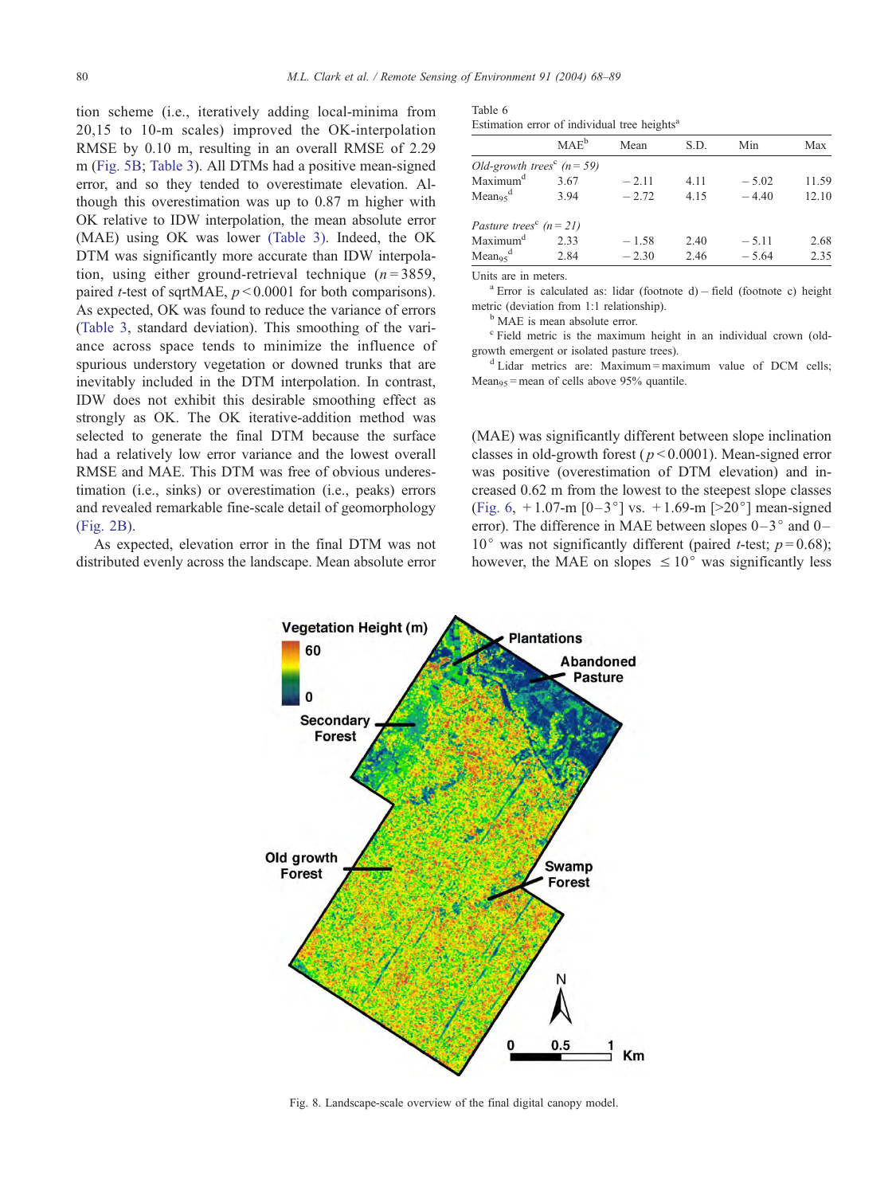tion scheme (i.e., iteratively adding local-minima from 20,15 to 10-m scales) improved the OK-interpolation RMSE by 0.10 m, resulting in an overall RMSE of 2.29 m (Fig. 5B; Table 3). All DTMs had a positive mean-signed error, and so they tended to overestimate elevation. Although this overestimation was up to 0.87 m higher with OK relative to IDW interpolation, the mean absolute error (MAE) using OK was lower (Table 3). Indeed, the OK DTM was significantly more accurate than IDW interpolation, using either ground-retrieval technique ($n = 3859$, paired $t$-test of sqrtMAE, $p < 0.0001$ for both comparisons). As expected, OK was found to reduce the variance of errors (Table 3, standard deviation). This smoothing of the variance across space tends to minimize the influence of spurious understory vegetation or downed trunks that are inevitably included in the DTM interpolation. In contrast, IDW does not exhibit this desirable smoothing effect as strongly as OK. The OK iterative-addition method was selected to generate the final DTM because the surface had a relatively low error variance and the lowest overall RMSE and MAE. This DTM was free of obvious underestimation (i.e., sinks) or overestimation (i.e., peaks) errors and revealed remarkable fine-scale detail of geomorphology (Fig. 2B).

As expected, elevation error in the final DTM was not distributed evenly across the landscape. Mean absolute error (MAE) was significantly different between slope inclination classes in old-growth forest ($p < 0.0001$). Mean-signed error was positive (overestimation of DTM elevation) and increased 0.62 m from the lowest to the steepest slope classes (Fig. 6, +1.07-m [0–3°] vs. +1.69-m [>20°] mean-signed error). The difference in MAE between slopes 0–3° and 0–10° was not significantly different (paired $t$-test; $p = 0.68$); however, the MAE on slopes $\leq 10°$ was significantly less

Table 6
Estimation error of individual tree heights[a]

| | MAE[b] | Mean | S.D. | Min | Max |
|---|---|---|---|---|---|
| *Old-growth trees*[c] *(n = 59)* | | | | | |
| Maximum[d] | 3.67 | −2.11 | 4.11 | −5.02 | 11.59 |
| $Mean_{95}$[d] | 3.94 | −2.72 | 4.15 | −4.40 | 12.10 |
| *Pasture trees*[c] *(n = 21)* | | | | | |
| Maximum[d] | 2.33 | −1.58 | 2.40 | −5.11 | 2.68 |
| $Mean_{95}$[d] | 2.84 | −2.30 | 2.46 | −5.64 | 2.35 |

Units are in meters.

[a] Error is calculated as: lidar (footnote d) − field (footnote c) height metric (deviation from 1:1 relationship).

[b] MAE is mean absolute error.

[c] Field metric is the maximum height in an individual crown (old-growth emergent or isolated pasture trees).

[d] Lidar metrics are: Maximum = maximum value of DCM cells; $Mean_{95}$ = mean of cells above 95% quantile.

Fig. 8. Landscape-scale overview of the final digital canopy model.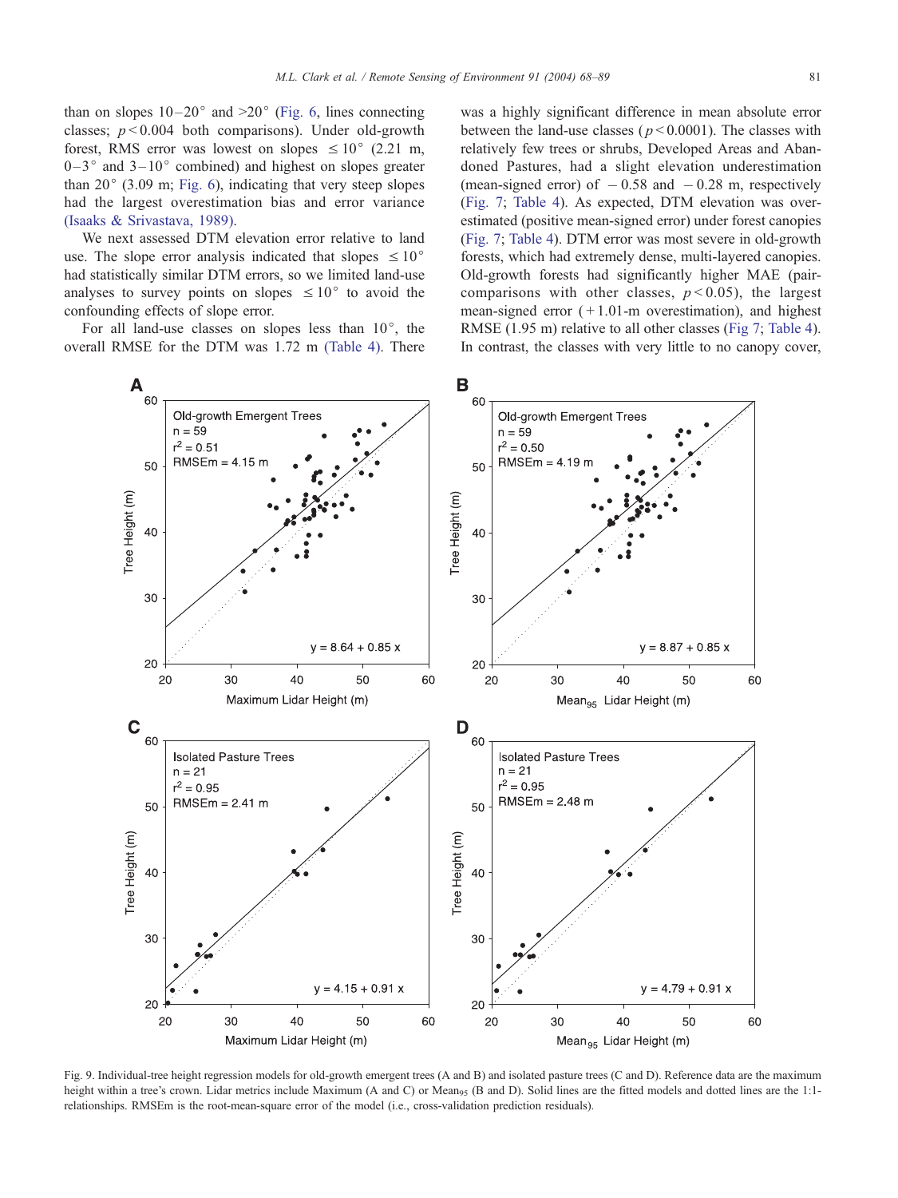than on slopes 10–20° and >20° (Fig. 6, lines connecting classes; $p < 0.004$ both comparisons). Under old-growth forest, RMS error was lowest on slopes ≤10° (2.21 m, 0–3° and 3–10° combined) and highest on slopes greater than 20° (3.09 m; Fig. 6), indicating that very steep slopes had the largest overestimation bias and error variance (Isaaks & Srivastava, 1989).

We next assessed DTM elevation error relative to land use. The slope error analysis indicated that slopes ≤10° had statistically similar DTM errors, so we limited land-use analyses to survey points on slopes ≤10° to avoid the confounding effects of slope error.

For all land-use classes on slopes less than 10°, the overall RMSE for the DTM was 1.72 m (Table 4). There was a highly significant difference in mean absolute error between the land-use classes ($p < 0.0001$). The classes with relatively few trees or shrubs, Developed Areas and Abandoned Pastures, had a slight elevation underestimation (mean-signed error) of −0.58 and −0.28 m, respectively (Fig. 7; Table 4). As expected, DTM elevation was overestimated (positive mean-signed error) under forest canopies (Fig. 7; Table 4). DTM error was most severe in old-growth forests, which had extremely dense, multi-layered canopies. Old-growth forests had significantly higher MAE (pair-comparisons with other classes, $p < 0.05$), the largest mean-signed error (+1.01-m overestimation), and highest RMSE (1.95 m) relative to all other classes (Fig 7; Table 4). In contrast, the classes with very little to no canopy cover,

Fig. 9. Individual-tree height regression models for old-growth emergent trees (A and B) and isolated pasture trees (C and D). Reference data are the maximum height within a tree's crown. Lidar metrics include Maximum (A and C) or $\text{Mean}_{95}$ (B and D). Solid lines are the fitted models and dotted lines are the 1:1-relationships. RMSEm is the root-mean-square error of the model (i.e., cross-validation prediction residuals).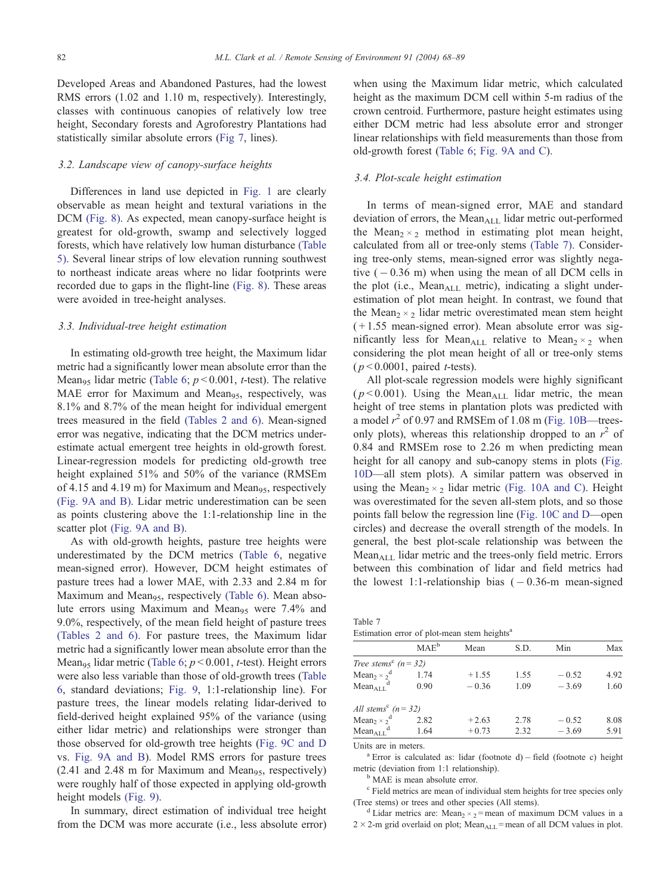Developed Areas and Abandoned Pastures, had the lowest RMS errors (1.02 and 1.10 m, respectively). Interestingly, classes with continuous canopies of relatively low tree height, Secondary forests and Agroforestry Plantations had statistically similar absolute errors (Fig 7, lines).

### 3.2. Landscape view of canopy-surface heights

Differences in land use depicted in Fig. 1 are clearly observable as mean height and textural variations in the DCM (Fig. 8). As expected, mean canopy-surface height is greatest for old-growth, swamp and selectively logged forests, which have relatively low human disturbance (Table 5). Several linear strips of low elevation running southwest to northeast indicate areas where no lidar footprints were recorded due to gaps in the flight-line (Fig. 8). These areas were avoided in tree-height analyses.

### 3.3. Individual-tree height estimation

In estimating old-growth tree height, the Maximum lidar metric had a significantly lower mean absolute error than the $\text{Mean}_{95}$ lidar metric (Table 6; $p < 0.001$, *t*-test). The relative MAE error for Maximum and $\text{Mean}_{95}$, respectively, was 8.1% and 8.7% of the mean height for individual emergent trees measured in the field (Tables 2 and 6). Mean-signed error was negative, indicating that the DCM metrics underestimate actual emergent tree heights in old-growth forest. Linear-regression models for predicting old-growth tree height explained 51% and 50% of the variance (RMSEm of 4.15 and 4.19 m) for Maximum and $\text{Mean}_{95}$, respectively (Fig. 9A and B). Lidar metric underestimation can be seen as points clustering above the 1:1-relationship line in the scatter plot (Fig. 9A and B).

As with old-growth heights, pasture tree heights were underestimated by the DCM metrics (Table 6, negative mean-signed error). However, DCM height estimates of pasture trees had a lower MAE, with 2.33 and 2.84 m for Maximum and $\text{Mean}_{95}$, respectively (Table 6). Mean absolute errors using Maximum and $\text{Mean}_{95}$ were 7.4% and 9.0%, respectively, of the mean field height of pasture trees (Tables 2 and 6). For pasture trees, the Maximum lidar metric had a significantly lower mean absolute error than the $\text{Mean}_{95}$ lidar metric (Table 6; $p < 0.001$, *t*-test). Height errors were also less variable than those of old-growth trees (Table 6, standard deviations; Fig. 9, 1:1-relationship line). For pasture trees, the linear models relating lidar-derived to field-derived height explained 95% of the variance (using either lidar metric) and relationships were stronger than those observed for old-growth tree heights (Fig. 9C and D vs. Fig. 9A and B). Model RMS errors for pasture trees (2.41 and 2.48 m for Maximum and $\text{Mean}_{95}$, respectively) were roughly half of those expected in applying old-growth height models (Fig. 9).

In summary, direct estimation of individual tree height from the DCM was more accurate (i.e., less absolute error) when using the Maximum lidar metric, which calculated height as the maximum DCM cell within 5-m radius of the crown centroid. Furthermore, pasture height estimates using either DCM metric had less absolute error and stronger linear relationships with field measurements than those from old-growth forest (Table 6; Fig. 9A and C).

### 3.4. Plot-scale height estimation

In terms of mean-signed error, MAE and standard deviation of errors, the $\text{Mean}_{\text{ALL}}$ lidar metric out-performed the $\text{Mean}_{2\times 2}$ method in estimating plot mean height, calculated from all or tree-only stems (Table 7). Considering tree-only stems, mean-signed error was slightly negative (−0.36 m) when using the mean of all DCM cells in the plot (i.e., $\text{Mean}_{\text{ALL}}$ metric), indicating a slight underestimation of plot mean height. In contrast, we found that the $\text{Mean}_{2\times 2}$ lidar metric overestimated mean stem height (+1.55 mean-signed error). Mean absolute error was significantly less for $\text{Mean}_{\text{ALL}}$ relative to $\text{Mean}_{2\times 2}$ when considering the plot mean height of all or tree-only stems ($p < 0.0001$, paired *t*-tests).

All plot-scale regression models were highly significant ($p < 0.001$). Using the $\text{Mean}_{\text{ALL}}$ lidar metric, the mean height of tree stems in plantation plots was predicted with a model $r^2$ of 0.97 and RMSEm of 1.08 m (Fig. 10B—trees-only plots), whereas this relationship dropped to an $r^2$ of 0.84 and RMSEm rose to 2.26 m when predicting mean height for all canopy and sub-canopy stems in plots (Fig. 10D—all stem plots). A similar pattern was observed in using the $\text{Mean}_{2\times 2}$ lidar metric (Fig. 10A and C). Height was overestimated for the seven all-stem plots, and so those points fall below the regression line (Fig. 10C and D—open circles) and decrease the overall strength of the models. In general, the best plot-scale relationship was between the $\text{Mean}_{\text{ALL}}$ lidar metric and the trees-only field metric. Errors between this combination of lidar and field metrics had the lowest 1:1-relationship bias (−0.36-m mean-signed

Table 7
Estimation error of plot-mean stem heights[a]

| | MAE[b] | Mean | S.D. | Min | Max |
|---|---|---|---|---|---|
| *Tree stems*[c] *(n = 32)* | | | | | |
| $\text{Mean}_{2\times 2}$[d] | 1.74 | +1.55 | 1.55 | −0.52 | 4.92 |
| $\text{Mean}_{\text{ALL}}$[d] | 0.90 | −0.36 | 1.09 | −3.69 | 1.60 |
| *All stems*[c] *(n = 32)* | | | | | |
| $\text{Mean}_{2\times 2}$[d] | 2.82 | +2.63 | 2.78 | −0.52 | 8.08 |
| $\text{Mean}_{\text{ALL}}$[d] | 1.64 | +0.73 | 2.32 | −3.69 | 5.91 |

Units are in meters.

[a] Error is calculated as: lidar (footnote d) − field (footnote c) height metric (deviation from 1:1 relationship).

[b] MAE is mean absolute error.

[c] Field metrics are mean of individual stem heights for tree species only (Tree stems) or trees and other species (All stems).

[d] Lidar metrics are: $\text{Mean}_{2\times 2}$ = mean of maximum DCM values in a $2 \times 2$-m grid overlaid on plot; $\text{Mean}_{\text{ALL}}$ = mean of all DCM values in plot.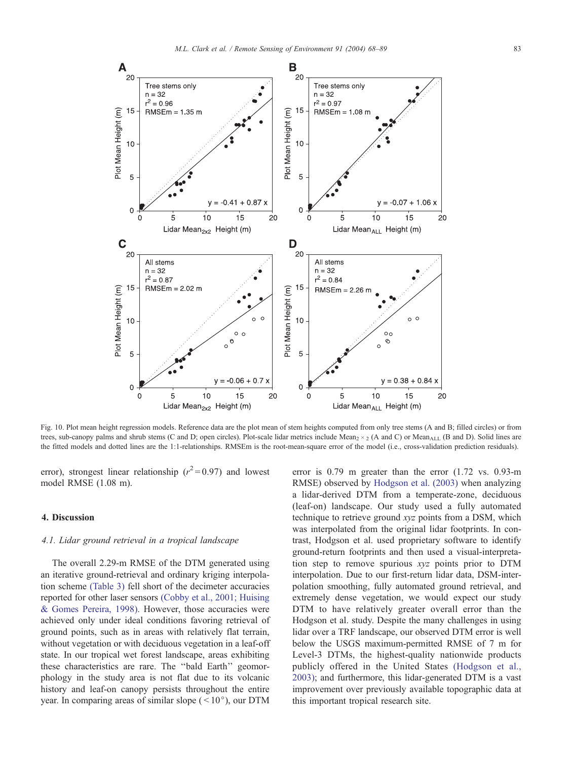Fig. 10. Plot mean height regression models. Reference data are the plot mean of stem heights computed from only tree stems (A and B; filled circles) or from trees, sub-canopy palms and shrub stems (C and D; open circles). Plot-scale lidar metrics include $Mean_{2\times2}$ (A and C) or $Mean_{ALL}$ (B and D). Solid lines are the fitted models and dotted lines are the 1:1-relationships. RMSEm is the root-mean-square error of the model (i.e., cross-validation prediction residuals).

error), strongest linear relationship ($r^2 = 0.97$) and lowest model RMSE (1.08 m).

## 4. Discussion

### *4.1. Lidar ground retrieval in a tropical landscape*

The overall 2.29-m RMSE of the DTM generated using an iterative ground-retrieval and ordinary kriging interpolation scheme (Table 3) fell short of the decimeter accuracies reported for other laser sensors (Cobby et al., 2001; Huising & Gomes Pereira, 1998). However, those accuracies were achieved only under ideal conditions favoring retrieval of ground points, such as in areas with relatively flat terrain, without vegetation or with deciduous vegetation in a leaf-off state. In our tropical wet forest landscape, areas exhibiting these characteristics are rare. The ''bald Earth'' geomorphology in the study area is not flat due to its volcanic history and leaf-on canopy persists throughout the entire year. In comparing areas of similar slope (< 10°), our DTM error is 0.79 m greater than the error (1.72 vs. 0.93-m RMSE) observed by Hodgson et al. (2003) when analyzing a lidar-derived DTM from a temperate-zone, deciduous (leaf-on) landscape. Our study used a fully automated technique to retrieve ground *xyz* points from a DSM, which was interpolated from the original lidar footprints. In contrast, Hodgson et al. used proprietary software to identify ground-return footprints and then used a visual-interpretation step to remove spurious *xyz* points prior to DTM interpolation. Due to our first-return lidar data, DSM-interpolation smoothing, fully automated ground retrieval, and extremely dense vegetation, we would expect our study DTM to have relatively greater overall error than the Hodgson et al. study. Despite the many challenges in using lidar over a TRF landscape, our observed DTM error is well below the USGS maximum-permitted RMSE of 7 m for Level-3 DTMs, the highest-quality nationwide products publicly offered in the United States (Hodgson et al., 2003); and furthermore, this lidar-generated DTM is a vast improvement over previously available topographic data at this important tropical research site.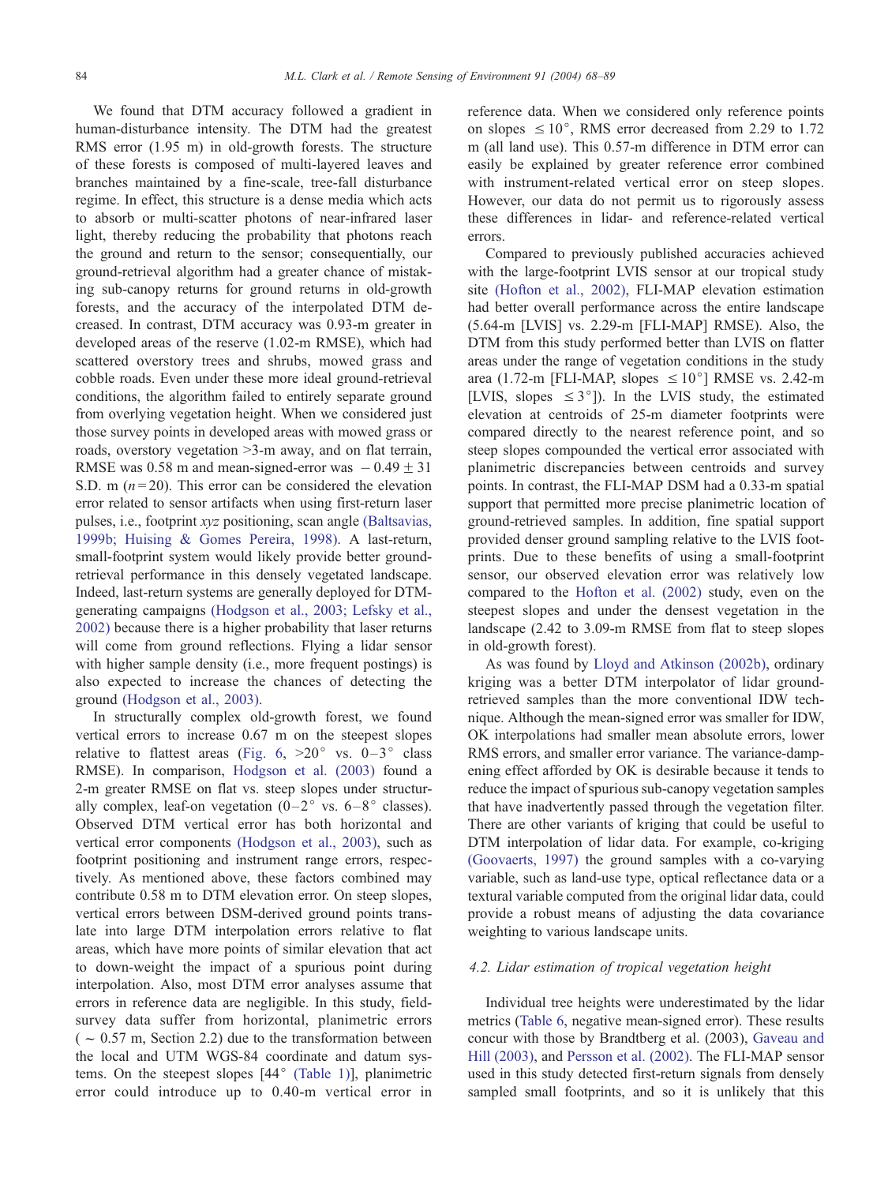We found that DTM accuracy followed a gradient in human-disturbance intensity. The DTM had the greatest RMS error (1.95 m) in old-growth forests. The structure of these forests is composed of multi-layered leaves and branches maintained by a fine-scale, tree-fall disturbance regime. In effect, this structure is a dense media which acts to absorb or multi-scatter photons of near-infrared laser light, thereby reducing the probability that photons reach the ground and return to the sensor; consequentially, our ground-retrieval algorithm had a greater chance of mistaking sub-canopy returns for ground returns in old-growth forests, and the accuracy of the interpolated DTM decreased. In contrast, DTM accuracy was 0.93-m greater in developed areas of the reserve (1.02-m RMSE), which had scattered overstory trees and shrubs, mowed grass and cobble roads. Even under these more ideal ground-retrieval conditions, the algorithm failed to entirely separate ground from overlying vegetation height. When we considered just those survey points in developed areas with mowed grass or roads, overstory vegetation >3-m away, and on flat terrain, RMSE was 0.58 m and mean-signed-error was $-0.49 \pm 31$ S.D. m ($n = 20$). This error can be considered the elevation error related to sensor artifacts when using first-return laser pulses, i.e., footprint *xyz* positioning, scan angle (Baltsavias, 1999b; Huising & Gomes Pereira, 1998). A last-return, small-footprint system would likely provide better ground-retrieval performance in this densely vegetated landscape. Indeed, last-return systems are generally deployed for DTM-generating campaigns (Hodgson et al., 2003; Lefsky et al., 2002) because there is a higher probability that laser returns will come from ground reflections. Flying a lidar sensor with higher sample density (i.e., more frequent postings) is also expected to increase the chances of detecting the ground (Hodgson et al., 2003).

In structurally complex old-growth forest, we found vertical errors to increase 0.67 m on the steepest slopes relative to flattest areas (Fig. 6, >20° vs. 0–3° class RMSE). In comparison, Hodgson et al. (2003) found a 2-m greater RMSE on flat vs. steep slopes under structurally complex, leaf-on vegetation (0–2° vs. 6–8° classes). Observed DTM vertical error has both horizontal and vertical error components (Hodgson et al., 2003), such as footprint positioning and instrument range errors, respectively. As mentioned above, these factors combined may contribute 0.58 m to DTM elevation error. On steep slopes, vertical errors between DSM-derived ground points translate into large DTM interpolation errors relative to flat areas, which have more points of similar elevation that act to down-weight the impact of a spurious point during interpolation. Also, most DTM error analyses assume that errors in reference data are negligible. In this study, field-survey data suffer from horizontal, planimetric errors (~ 0.57 m, Section 2.2) due to the transformation between the local and UTM WGS-84 coordinate and datum systems. On the steepest slopes [44° (Table 1)], planimetric error could introduce up to 0.40-m vertical error in reference data. When we considered only reference points on slopes ≤ 10°, RMS error decreased from 2.29 to 1.72 m (all land use). This 0.57-m difference in DTM error can easily be explained by greater reference error combined with instrument-related vertical error on steep slopes. However, our data do not permit us to rigorously assess these differences in lidar- and reference-related vertical errors.

Compared to previously published accuracies achieved with the large-footprint LVIS sensor at our tropical study site (Hofton et al., 2002), FLI-MAP elevation estimation had better overall performance across the entire landscape (5.64-m [LVIS] vs. 2.29-m [FLI-MAP] RMSE). Also, the DTM from this study performed better than LVIS on flatter areas under the range of vegetation conditions in the study area (1.72-m [FLI-MAP, slopes ≤ 10°] RMSE vs. 2.42-m [LVIS, slopes ≤ 3°]). In the LVIS study, the estimated elevation at centroids of 25-m diameter footprints were compared directly to the nearest reference point, and so steep slopes compounded the vertical error associated with planimetric discrepancies between centroids and survey points. In contrast, the FLI-MAP DSM had a 0.33-m spatial support that permitted more precise planimetric location of ground-retrieved samples. In addition, fine spatial support provided denser ground sampling relative to the LVIS footprints. Due to these benefits of using a small-footprint sensor, our observed elevation error was relatively low compared to the Hofton et al. (2002) study, even on the steepest slopes and under the densest vegetation in the landscape (2.42 to 3.09-m RMSE from flat to steep slopes in old-growth forest).

As was found by Lloyd and Atkinson (2002b), ordinary kriging was a better DTM interpolator of lidar ground-retrieved samples than the more conventional IDW technique. Although the mean-signed error was smaller for IDW, OK interpolations had smaller mean absolute errors, lower RMS errors, and smaller error variance. The variance-dampening effect afforded by OK is desirable because it tends to reduce the impact of spurious sub-canopy vegetation samples that have inadvertently passed through the vegetation filter. There are other variants of kriging that could be useful to DTM interpolation of lidar data. For example, co-kriging (Goovaerts, 1997) the ground samples with a co-varying variable, such as land-use type, optical reflectance data or a textural variable computed from the original lidar data, could provide a robust means of adjusting the data covariance weighting to various landscape units.

### 4.2. Lidar estimation of tropical vegetation height

Individual tree heights were underestimated by the lidar metrics (Table 6, negative mean-signed error). These results concur with those by Brandtberg et al. (2003), Gaveau and Hill (2003), and Persson et al. (2002). The FLI-MAP sensor used in this study detected first-return signals from densely sampled small footprints, and so it is unlikely that this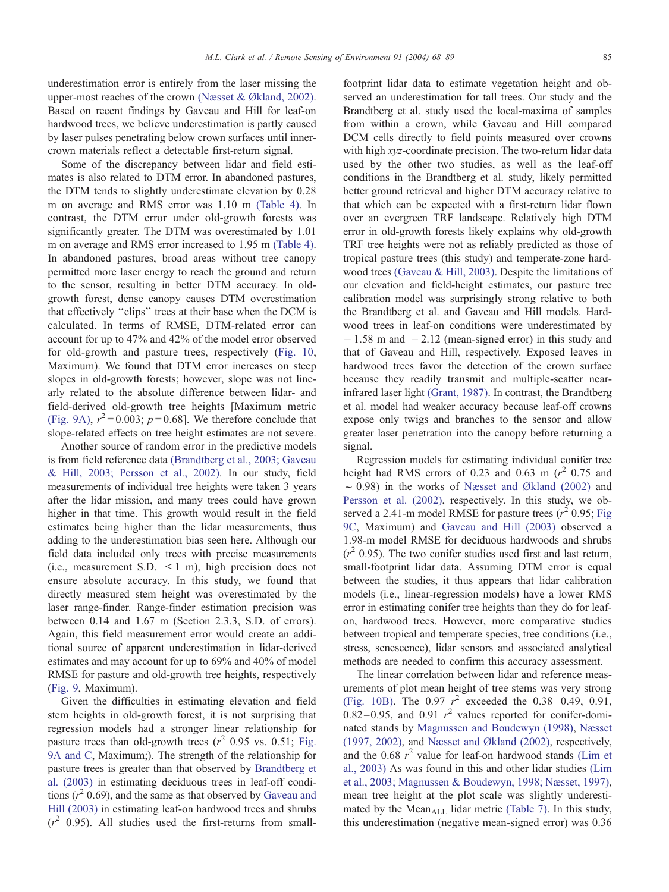underestimation error is entirely from the laser missing the upper-most reaches of the crown (Næsset & Økland, 2002). Based on recent findings by Gaveau and Hill for leaf-on hardwood trees, we believe underestimation is partly caused by laser pulses penetrating below crown surfaces until inner-crown materials reflect a detectable first-return signal.

Some of the discrepancy between lidar and field estimates is also related to DTM error. In abandoned pastures, the DTM tends to slightly underestimate elevation by 0.28 m on average and RMS error was 1.10 m (Table 4). In contrast, the DTM error under old-growth forests was significantly greater. The DTM was overestimated by 1.01 m on average and RMS error increased to 1.95 m (Table 4). In abandoned pastures, broad areas without tree canopy permitted more laser energy to reach the ground and return to the sensor, resulting in better DTM accuracy. In old-growth forest, dense canopy causes DTM overestimation that effectively "clips" trees at their base when the DCM is calculated. In terms of RMSE, DTM-related error can account for up to 47% and 42% of the model error observed for old-growth and pasture trees, respectively (Fig. 10, Maximum). We found that DTM error increases on steep slopes in old-growth forests; however, slope was not linearly related to the absolute difference between lidar- and field-derived old-growth tree heights [Maximum metric (Fig. 9A), $r^2=0.003$; $p=0.68$]. We therefore conclude that slope-related effects on tree height estimates are not severe.

Another source of random error in the predictive models is from field reference data (Brandtberg et al., 2003; Gaveau & Hill, 2003; Persson et al., 2002). In our study, field measurements of individual tree heights were taken 3 years after the lidar mission, and many trees could have grown higher in that time. This growth would result in the field estimates being higher than the lidar measurements, thus adding to the underestimation bias seen here. Although our field data included only trees with precise measurements (i.e., measurement S.D. $\leq 1$ m), high precision does not ensure absolute accuracy. In this study, we found that directly measured stem height was overestimated by the laser range-finder. Range-finder estimation precision was between 0.14 and 1.67 m (Section 2.3.3, S.D. of errors). Again, this field measurement error would create an additional source of apparent underestimation in lidar-derived estimates and may account for up to 69% and 40% of model RMSE for pasture and old-growth tree heights, respectively (Fig. 9, Maximum).

Given the difficulties in estimating elevation and field stem heights in old-growth forest, it is not surprising that regression models had a stronger linear relationship for pasture trees than old-growth trees ($r^2$ 0.95 vs. 0.51; Fig. 9A and C, Maximum;). The strength of the relationship for pasture trees is greater than that observed by Brandtberg et al. (2003) in estimating deciduous trees in leaf-off conditions ($r^2$ 0.69), and the same as that observed by Gaveau and Hill (2003) in estimating leaf-on hardwood trees and shrubs ($r^2$ 0.95). All studies used the first-returns from small-footprint lidar data to estimate vegetation height and observed an underestimation for tall trees. Our study and the Brandtberg et al. study used the local-maxima of samples from within a crown, while Gaveau and Hill compared DCM cells directly to field points measured over crowns with high *xyz*-coordinate precision. The two-return lidar data used by the other two studies, as well as the leaf-off conditions in the Brandtberg et al. study, likely permitted better ground retrieval and higher DTM accuracy relative to that which can be expected with a first-return lidar flown over an evergreen TRF landscape. Relatively high DTM error in old-growth forests likely explains why old-growth TRF tree heights were not as reliably predicted as those of tropical pasture trees (this study) and temperate-zone hardwood trees (Gaveau & Hill, 2003). Despite the limitations of our elevation and field-height estimates, our pasture tree calibration model was surprisingly strong relative to both the Brandtberg et al. and Gaveau and Hill models. Hardwood trees in leaf-on conditions were underestimated by $-1.58$ m and $-2.12$ (mean-signed error) in this study and that of Gaveau and Hill, respectively. Exposed leaves in hardwood trees favor the detection of the crown surface because they readily transmit and multiple-scatter near-infrared laser light (Grant, 1987). In contrast, the Brandtberg et al. model had weaker accuracy because leaf-off crowns expose only twigs and branches to the sensor and allow greater laser penetration into the canopy before returning a signal.

Regression models for estimating individual conifer tree height had RMS errors of 0.23 and 0.63 m ($r^2$ 0.75 and $\sim 0.98$) in the works of Næsset and Økland (2002) and Persson et al. (2002), respectively. In this study, we observed a 2.41-m model RMSE for pasture trees ($r^2$ 0.95; Fig 9C, Maximum) and Gaveau and Hill (2003) observed a 1.98-m model RMSE for deciduous hardwoods and shrubs ($r^2$ 0.95). The two conifer studies used first and last return, small-footprint lidar data. Assuming DTM error is equal between the studies, it thus appears that lidar calibration models (i.e., linear-regression models) have a lower RMS error in estimating conifer tree heights than they do for leaf-on, hardwood trees. However, more comparative studies between tropical and temperate species, tree conditions (i.e., stress, senescence), lidar sensors and associated analytical methods are needed to confirm this accuracy assessment.

The linear correlation between lidar and reference measurements of plot mean height of tree stems was very strong (Fig. 10B). The 0.97 $r^2$ exceeded the 0.38–0.49, 0.91, 0.82–0.95, and 0.91 $r^2$ values reported for conifer-dominated stands by Magnussen and Boudewyn (1998), Næsset (1997, 2002), and Næsset and Økland (2002), respectively, and the 0.68 $r^2$ value for leaf-on hardwood stands (Lim et al., 2003) As was found in this and other lidar studies (Lim et al., 2003; Magnussen & Boudewyn, 1998; Næsset, 1997), mean tree height at the plot scale was slightly underestimated by the $\text{Mean}_{\text{ALL}}$ lidar metric (Table 7). In this study, this underestimation (negative mean-signed error) was 0.36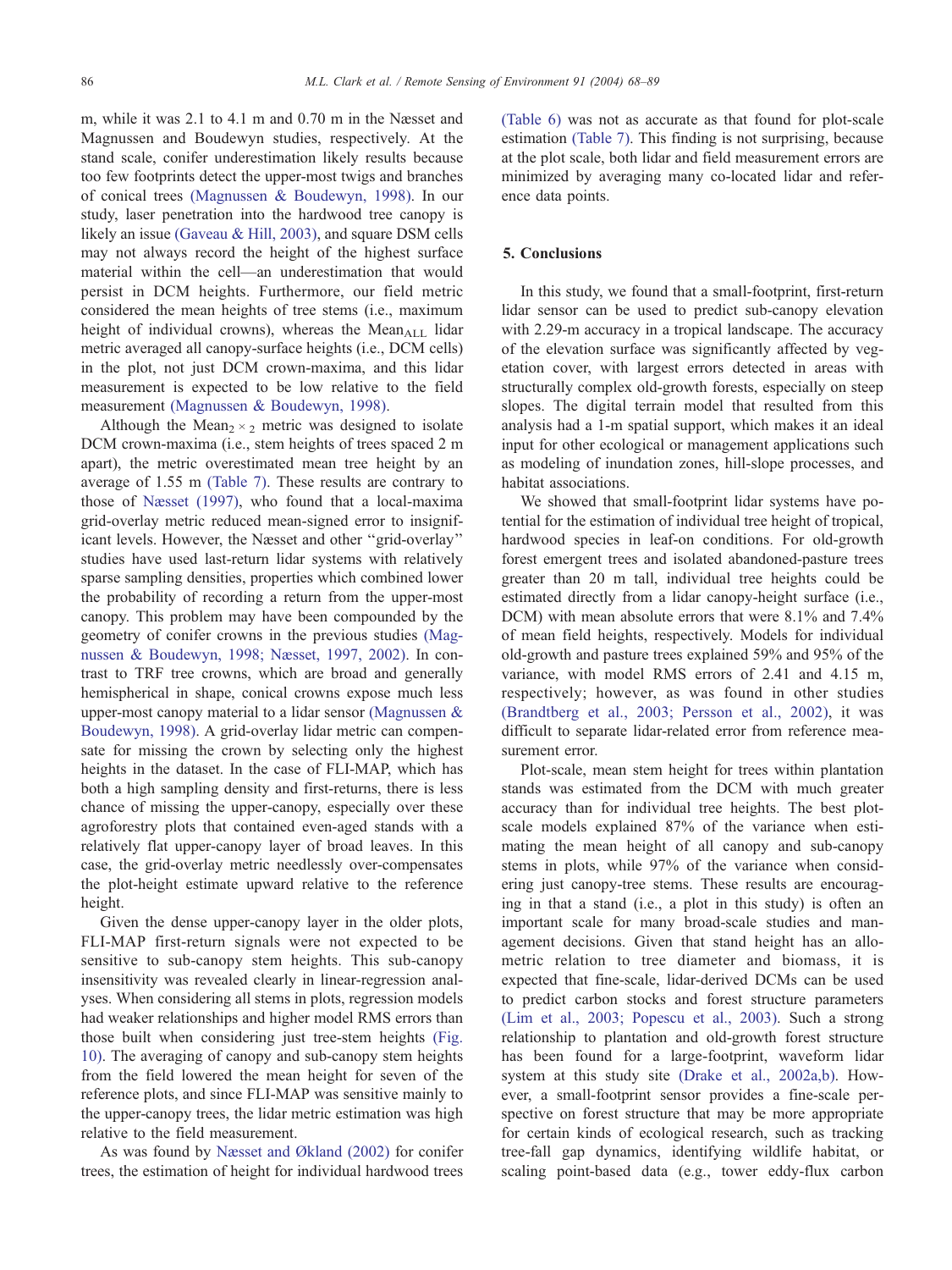m, while it was 2.1 to 4.1 m and 0.70 m in the Næsset and Magnussen and Boudewyn studies, respectively. At the stand scale, conifer underestimation likely results because too few footprints detect the upper-most twigs and branches of conical trees (Magnussen & Boudewyn, 1998). In our study, laser penetration into the hardwood tree canopy is likely an issue (Gaveau & Hill, 2003), and square DSM cells may not always record the height of the highest surface material within the cell—an underestimation that would persist in DCM heights. Furthermore, our field metric considered the mean heights of tree stems (i.e., maximum height of individual crowns), whereas the $\text{Mean}_{\text{ALL}}$ lidar metric averaged all canopy-surface heights (i.e., DCM cells) in the plot, not just DCM crown-maxima, and this lidar measurement is expected to be low relative to the field measurement (Magnussen & Boudewyn, 1998).

Although the $\text{Mean}_{2\times2}$ metric was designed to isolate DCM crown-maxima (i.e., stem heights of trees spaced 2 m apart), the metric overestimated mean tree height by an average of 1.55 m (Table 7). These results are contrary to those of Næsset (1997), who found that a local-maxima grid-overlay metric reduced mean-signed error to insignificant levels. However, the Næsset and other "grid-overlay" studies have used last-return lidar systems with relatively sparse sampling densities, properties which combined lower the probability of recording a return from the upper-most canopy. This problem may have been compounded by the geometry of conifer crowns in the previous studies (Magnussen & Boudewyn, 1998; Næsset, 1997, 2002). In contrast to TRF tree crowns, which are broad and generally hemispherical in shape, conical crowns expose much less upper-most canopy material to a lidar sensor (Magnussen & Boudewyn, 1998). A grid-overlay lidar metric can compensate for missing the crown by selecting only the highest heights in the dataset. In the case of FLI-MAP, which has both a high sampling density and first-returns, there is less chance of missing the upper-canopy, especially over these agroforestry plots that contained even-aged stands with a relatively flat upper-canopy layer of broad leaves. In this case, the grid-overlay metric needlessly over-compensates the plot-height estimate upward relative to the reference height.

Given the dense upper-canopy layer in the older plots, FLI-MAP first-return signals were not expected to be sensitive to sub-canopy stem heights. This sub-canopy insensitivity was revealed clearly in linear-regression analyses. When considering all stems in plots, regression models had weaker relationships and higher model RMS errors than those built when considering just tree-stem heights (Fig. 10). The averaging of canopy and sub-canopy stem heights from the field lowered the mean height for seven of the reference plots, and since FLI-MAP was sensitive mainly to the upper-canopy trees, the lidar metric estimation was high relative to the field measurement.

As was found by Næsset and Økland (2002) for conifer trees, the estimation of height for individual hardwood trees (Table 6) was not as accurate as that found for plot-scale estimation (Table 7). This finding is not surprising, because at the plot scale, both lidar and field measurement errors are minimized by averaging many co-located lidar and reference data points.

## 5. Conclusions

In this study, we found that a small-footprint, first-return lidar sensor can be used to predict sub-canopy elevation with 2.29-m accuracy in a tropical landscape. The accuracy of the elevation surface was significantly affected by vegetation cover, with largest errors detected in areas with structurally complex old-growth forests, especially on steep slopes. The digital terrain model that resulted from this analysis had a 1-m spatial support, which makes it an ideal input for other ecological or management applications such as modeling of inundation zones, hill-slope processes, and habitat associations.

We showed that small-footprint lidar systems have potential for the estimation of individual tree height of tropical, hardwood species in leaf-on conditions. For old-growth forest emergent trees and isolated abandoned-pasture trees greater than 20 m tall, individual tree heights could be estimated directly from a lidar canopy-height surface (i.e., DCM) with mean absolute errors that were 8.1% and 7.4% of mean field heights, respectively. Models for individual old-growth and pasture trees explained 59% and 95% of the variance, with model RMS errors of 2.41 and 4.15 m, respectively; however, as was found in other studies (Brandtberg et al., 2003; Persson et al., 2002), it was difficult to separate lidar-related error from reference measurement error.

Plot-scale, mean stem height for trees within plantation stands was estimated from the DCM with much greater accuracy than for individual tree heights. The best plot-scale models explained 87% of the variance when estimating the mean height of all canopy and sub-canopy stems in plots, while 97% of the variance when considering just canopy-tree stems. These results are encouraging in that a stand (i.e., a plot in this study) is often an important scale for many broad-scale studies and management decisions. Given that stand height has an allometric relation to tree diameter and biomass, it is expected that fine-scale, lidar-derived DCMs can be used to predict carbon stocks and forest structure parameters (Lim et al., 2003; Popescu et al., 2003). Such a strong relationship to plantation and old-growth forest structure has been found for a large-footprint, waveform lidar system at this study site (Drake et al., 2002a,b). However, a small-footprint sensor provides a fine-scale perspective on forest structure that may be more appropriate for certain kinds of ecological research, such as tracking tree-fall gap dynamics, identifying wildlife habitat, or scaling point-based data (e.g., tower eddy-flux carbon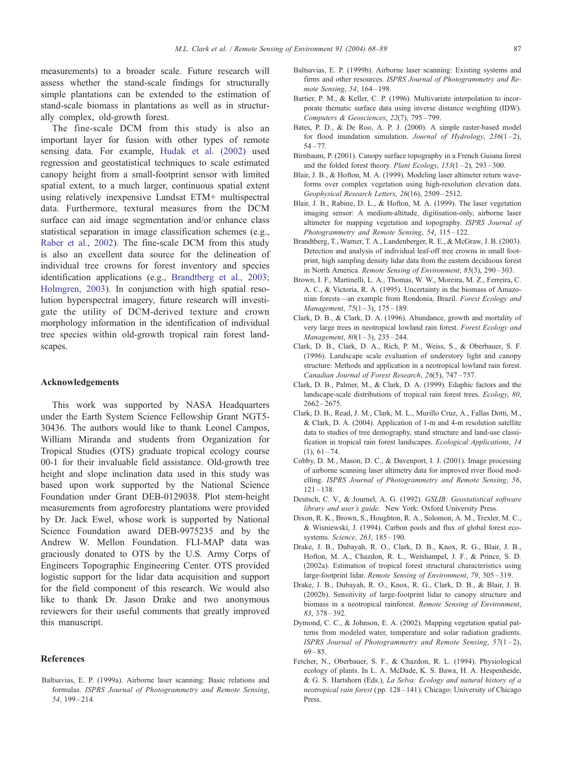measurements) to a broader scale. Future research will assess whether the stand-scale findings for structurally simple plantations can be extended to the estimation of stand-scale biomass in plantations as well as in structurally complex, old-growth forest.

The fine-scale DCM from this study is also an important layer for fusion with other types of remote sensing data. For example, Hudak et al. (2002) used regression and geostatistical techniques to scale estimated canopy height from a small-footprint sensor with limited spatial extent, to a much larger, continuous spatial extent using relatively inexpensive Landsat ETM+ multispectral data. Furthermore, textural measures from the DCM surface can aid image segmentation and/or enhance class statistical separation in image classification schemes (e.g., Raber et al., 2002). The fine-scale DCM from this study is also an excellent data source for the delineation of individual tree crowns for forest inventory and species identification applications (e.g., Brandtberg et al., 2003; Holmgren, 2003). In conjunction with high spatial resolution hyperspectral imagery, future research will investigate the utility of DCM-derived texture and crown morphology information in the identification of individual tree species within old-growth tropical rain forest landscapes.

## Acknowledgements

This work was supported by NASA Headquarters under the Earth System Science Fellowship Grant NGT5-30436. The authors would like to thank Leonel Campos, William Miranda and students from Organization for Tropical Studies (OTS) graduate tropical ecology course 00-1 for their invaluable field assistance. Old-growth tree height and slope inclination data used in this study was based upon work supported by the National Science Foundation under Grant DEB-0129038. Plot stem-height measurements from agroforestry plantations were provided by Dr. Jack Ewel, whose work is supported by National Science Foundation award DEB-9975235 and by the Andrew W. Mellon Foundation. FLI-MAP data was graciously donated to OTS by the U.S. Army Corps of Engineers Topographic Engineering Center. OTS provided logistic support for the lidar data acquisition and support for the field component of this research. We would also like to thank Dr. Jason Drake and two anonymous reviewers for their useful comments that greatly improved this manuscript.

## References

Baltsavias, E. P. (1999a). Airborne laser scanning: Basic relations and formulas. *ISPRS Journal of Photogrammetry and Remote Sensing*, *54*, 199–214.

Baltsavias, E. P. (1999b). Airborne laser scanning: Existing systems and firms and other resources. *ISPRS Journal of Photogrammetry and Remote Sensing*, *54*, 164–198.

Bartier, P. M., & Keller, C. P. (1996). Multivariate interpolation to incorporate thematic surface data using inverse distance weighting (IDW). *Computers & Geosciences*, *22*(7), 795–799.

Bates, P. D., & De Roo, A. P. J. (2000). A simple raster-based model for flood inundation simulation. *Journal of Hydrology*, *236*(1–2), 54–77.

Birnbaum, P. (2001). Canopy surface topography in a French Guiana forest and the folded forest theory. *Plant Ecology*, *153*(1–2), 293–300.

Blair, J. B., & Hofton, M. A. (1999). Modeling laser altimeter return waveforms over complex vegetation using high-resolution elevation data. *Geophysical Research Letters*, *26*(16), 2509–2512.

Blair, J. B., Rabine, D. L., & Hofton, M. A. (1999). The laser vegetation imaging sensor: A medium-altitude, digitisation-only, airborne laser altimeter for mapping vegetation and topography. *ISPRS Journal of Photogrammetry and Remote Sensing*, *54*, 115–122.

Brandtberg, T., Warner, T. A., Landenberger, R. E., & McGraw, J. B. (2003). Detection and analysis of individual leaf-off tree crowns in small footprint, high sampling density lidar data from the eastern deciduous forest in North America. *Remote Sensing of Environment*, *85*(3), 290–303.

Brown, I. F., Martinelli, L. A., Thomas, W. W., Moreira, M. Z., Ferreira, C. A. C., & Victoria, R. A. (1995). Uncertainty in the biomass of Amazonian forests—an example from Rondonia, Brazil. *Forest Ecology and Management*, *75*(1–3), 175–189.

Clark, D. B., & Clark, D. A. (1996). Abundance, growth and mortality of very large trees in neotropical lowland rain forest. *Forest Ecology and Management*, *80*(1–3), 235–244.

Clark, D. B., Clark, D. A., Rich, P. M., Weiss, S., & Oberbauer, S. F. (1996). Landscape scale evaluation of understory light and canopy structure: Methods and application in a neotropical lowland rain forest. *Canadian Journal of Forest Research*, *26*(5), 747–757.

Clark, D. B., Palmer, M., & Clark, D. A. (1999). Edaphic factors and the landscape-scale distributions of tropical rain forest trees. *Ecology*, *80*, 2662–2675.

Clark, D. B., Read, J. M., Clark, M. L., Murillo Cruz, A., Fallas Dotti, M., & Clark, D. A. (2004). Application of 1-m and 4-m resolution satellite data to studies of tree demography, stand structure and land-use classification in tropical rain forest landscapes. *Ecological Applications*, *14* (1), 61–74.

Cobby, D. M., Mason, D. C., & Davenport, I. J. (2001). Image processing of airborne scanning laser altimetry data for improved river flood modelling. *ISPRS Journal of Photogrammetry and Remote Sensing*, *56*, 121–138.

Deutsch, C. V., & Journel, A. G. (1992). *GSLIB: Geostatistical software library and user's guide*. New York: Oxford University Press.

Dixon, R. K., Brown, S., Houghton, R. A., Solomon, A. M., Trexler, M. C., & Wisniewski, J. (1994). Carbon pools and flux of global forest ecosystems. *Science*, *263*, 185–190.

Drake, J. B., Dubayah, R. O., Clark, D. B., Knox, R. G., Blair, J. B., Hofton, M. A., Chazdon, R. L., Weishampel, J. F., & Prince, S. D. (2002a). Estimation of tropical forest structural characteristics using large-footprint lidar. *Remote Sensing of Environment*, *79*, 305–319.

Drake, J. B., Dubayah, R. O., Knox, R. G., Clark, D. B., & Blair, J. B. (2002b). Sensitivity of large-footprint lidar to canopy structure and biomass in a neotropical rainforest. *Remote Sensing of Environment*, *83*, 378–392.

Dymond, C. C., & Johnson, E. A. (2002). Mapping vegetation spatial patterns from modeled water, temperature and solar radiation gradients. *ISPRS Journal of Photogrammetry and Remote Sensing*, *57*(1–2), 69–85.

Fetcher, N., Oberbauer, S. F., & Chazdon, R. L. (1994). Physiological ecology of plants. In L. A. McDade, K. S. Bawa, H. A. Hespenheide, & G. S. Hartshorn (Eds.), *La Selva: Ecology and natural history of a neotropical rain forest* (pp. 128–141). Chicago: University of Chicago Press.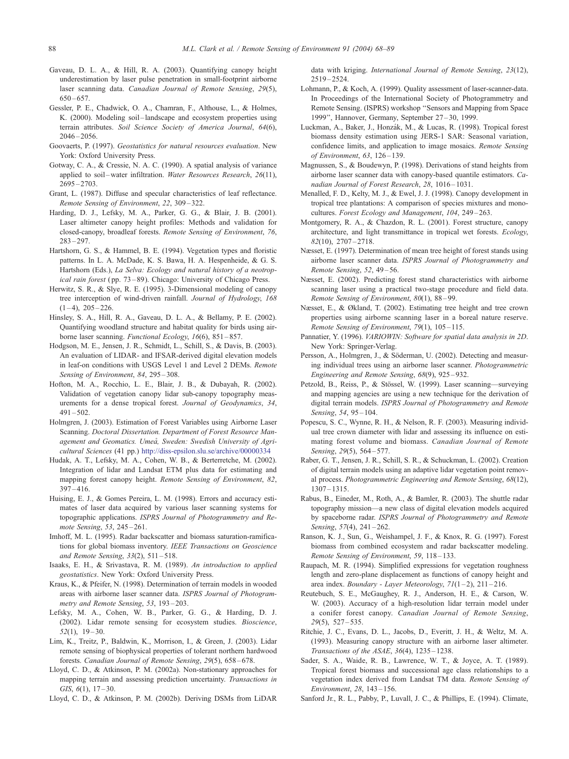Gaveau, D. L. A., & Hill, R. A. (2003). Quantifying canopy height underestimation by laser pulse penetration in small-footprint airborne laser scanning data. *Canadian Journal of Remote Sensing*, *29*(5), 650–657.

Gessler, P. E., Chadwick, O. A., Chamran, F., Althouse, L., & Holmes, K. (2000). Modeling soil–landscape and ecosystem properties using terrain attributes. *Soil Science Society of America Journal*, *64*(6), 2046–2056.

Goovaerts, P. (1997). *Geostatistics for natural resources evaluation*. New York: Oxford University Press.

Gotway, C. A., & Cressie, N. A. C. (1990). A spatial analysis of variance applied to soil–water infiltration. *Water Resources Research*, *26*(11), 2695–2703.

Grant, L. (1987). Diffuse and specular characteristics of leaf reflectance. *Remote Sensing of Environment*, *22*, 309–322.

Harding, D. J., Lefsky, M. A., Parker, G. G., & Blair, J. B. (2001). Laser altimeter canopy height profiles: Methods and validation for closed-canopy, broadleaf forests. *Remote Sensing of Environment*, *76*, 283–297.

Hartshorn, G. S., & Hammel, B. E. (1994). Vegetation types and floristic patterns. In L. A. McDade, K. S. Bawa, H. A. Hespenheide, & G. S. Hartshorn (Eds.), *La Selva: Ecology and natural history of a neotropical rain forest* (pp. 73–89). Chicago: University of Chicago Press.

Herwitz, S. R., & Slye, R. E. (1995). 3-Dimensional modeling of canopy tree interception of wind-driven rainfall. *Journal of Hydrology*, *168* (1–4), 205–226.

Hinsley, S. A., Hill, R. A., Gaveau, D. L. A., & Bellamy, P. E. (2002). Quantifying woodland structure and habitat quality for birds using airborne laser scanning. *Functional Ecology*, *16*(6), 851–857.

Hodgson, M. E., Jensen, J. R., Schmidt, L., Schill, S., & Davis, B. (2003). An evaluation of LIDAR- and IFSAR-derived digital elevation models in leaf-on conditions with USGS Level 1 and Level 2 DEMs. *Remote Sensing of Environment*, *84*, 295–308.

Hofton, M. A., Rocchio, L. E., Blair, J. B., & Dubayah, R. (2002). Validation of vegetation canopy lidar sub-canopy topography measurements for a dense tropical forest. *Journal of Geodynamics*, *34*, 491–502.

Holmgren, J. (2003). Estimation of Forest Variables using Airborne Laser Scanning. *Doctoral Dissertation. Department of Forest Resource Management and Geomatics. Umeå, Sweden: Swedish University of Agricultural Sciences* (41 pp.) http://diss-epsilon.slu.se/archive/00000334

Hudak, A. T., Lefsky, M. A., Cohen, W. B., & Berterretche, M. (2002). Integration of lidar and Landsat ETM plus data for estimating and mapping forest canopy height. *Remote Sensing of Environment*, *82*, 397–416.

Huising, E. J., & Gomes Pereira, L. M. (1998). Errors and accuracy estimates of laser data acquired by various laser scanning systems for topographic applications. *ISPRS Journal of Photogrammetry and Remote Sensing*, *53*, 245–261.

Imhoff, M. L. (1995). Radar backscatter and biomass saturation-ramifications for global biomass inventory. *IEEE Transactions on Geoscience and Remote Sensing*, *33*(2), 511–518.

Isaaks, E. H., & Srivastava, R. M. (1989). *An introduction to applied geostatistics*. New York: Oxford University Press.

Kraus, K., & Pfeifer, N. (1998). Determination of terrain models in wooded areas with airborne laser scanner data. *ISPRS Journal of Photogrammetry and Remote Sensing*, *53*, 193–203.

Lefsky, M. A., Cohen, W. B., Parker, G. G., & Harding, D. J. (2002). Lidar remote sensing for ecosystem studies. *Bioscience*, *52*(1), 19–30.

Lim, K., Treitz, P., Baldwin, K., Morrison, I., & Green, J. (2003). Lidar remote sensing of biophysical properties of tolerant northern hardwood forests. *Canadian Journal of Remote Sensing*, *29*(5), 658–678.

Lloyd, C. D., & Atkinson, P. M. (2002a). Non-stationary approaches for mapping terrain and assessing prediction uncertainty. *Transactions in GIS*, *6*(1), 17–30.

Lloyd, C. D., & Atkinson, P. M. (2002b). Deriving DSMs from LiDAR data with kriging. *International Journal of Remote Sensing*, *23*(12), 2519–2524.

Lohmann, P., & Koch, A. (1999). Quality assessment of laser-scanner-data. In Proceedings of the International Society of Photogrammetry and Remote Sensing. (ISPRS) workshop "Sensors and Mapping from Space 1999", Hannover, Germany, September 27–30, 1999.

Luckman, A., Baker, J., Honzák, M., & Lucas, R. (1998). Tropical forest biomass density estimation using JERS-1 SAR: Seasonal variation, confidence limits, and application to image mosaics. *Remote Sensing of Environment*, *63*, 126–139.

Magnussen, S., & Boudewyn, P. (1998). Derivations of stand heights from airborne laser scanner data with canopy-based quantile estimators. *Canadian Journal of Forest Research*, *28*, 1016–1031.

Menalled, F. D., Kelty, M. J., & Ewel, J. J. (1998). Canopy development in tropical tree plantations: A comparison of species mixtures and monocultures. *Forest Ecology and Management*, *104*, 249–263.

Montgomery, R. A., & Chazdon, R. L. (2001). Forest structure, canopy architecture, and light transmittance in tropical wet forests. *Ecology*, *82*(10), 2707–2718.

Næsset, E. (1997). Determination of mean tree height of forest stands using airborne laser scanner data. *ISPRS Journal of Photogrammetry and Remote Sensing*, *52*, 49–56.

Næsset, E. (2002). Predicting forest stand characteristics with airborne scanning laser using a practical two-stage procedure and field data. *Remote Sensing of Environment*, *80*(1), 88–99.

Næsset, E., & Økland, T. (2002). Estimating tree height and tree crown properties using airborne scanning laser in a boreal nature reserve. *Remote Sensing of Environment*, *79*(1), 105–115.

Pannatier, Y. (1996). *VARIOWIN: Software for spatial data analysis in 2D*. New York: Springer-Verlag.

Persson, A., Holmgren, J., & Söderman, U. (2002). Detecting and measuring individual trees using an airborne laser scanner. *Photogrammetric Engineering and Remote Sensing*, *68*(9), 925–932.

Petzold, B., Reiss, P., & Stössel, W. (1999). Laser scanning—surveying and mapping agencies are using a new technique for the derivation of digital terrain models. *ISPRS Journal of Photogrammetry and Remote Sensing*, *54*, 95–104.

Popescu, S. C., Wynne, R. H., & Nelson, R. F. (2003). Measuring individual tree crown diameter with lidar and assessing its influence on estimating forest volume and biomass. *Canadian Journal of Remote Sensing*, *29*(5), 564–577.

Raber, G. T., Jensen, J. R., Schill, S. R., & Schuckman, L. (2002). Creation of digital terrain models using an adaptive lidar vegetation point removal process. *Photogrammetric Engineering and Remote Sensing*, *68*(12), 1307–1315.

Rabus, B., Eineder, M., Roth, A., & Bamler, R. (2003). The shuttle radar topography mission—a new class of digital elevation models acquired by spaceborne radar. *ISPRS Journal of Photogrammetry and Remote Sensing*, *57*(4), 241–262.

Ranson, K. J., Sun, G., Weishampel, J. F., & Knox, R. G. (1997). Forest biomass from combined ecosystem and radar backscatter modeling. *Remote Sensing of Environment*, *59*, 118–133.

Raupach, M. R. (1994). Simplified expressions for vegetation roughness length and zero-plane displacement as functions of canopy height and area index. *Boundary - Layer Meteorology*, *71*(1–2), 211–216.

Reutebuch, S. E., McGaughey, R. J., Anderson, H. E., & Carson, W. W. (2003). Accuracy of a high-resolution lidar terrain model under a conifer forest canopy. *Canadian Journal of Remote Sensing*, *29*(5), 527–535.

Ritchie, J. C., Evans, D. L., Jacobs, D., Everitt, J. H., & Weltz, M. A. (1993). Measuring canopy structure with an airborne laser altimeter. *Transactions of the ASAE*, *36*(4), 1235–1238.

Sader, S. A., Waide, R. B., Lawrence, W. T., & Joyce, A. T. (1989). Tropical forest biomass and successional age class relationships to a vegetation index derived from Landsat TM data. *Remote Sensing of Environment*, *28*, 143–156.

Sanford Jr., R. L., Pabby, P., Luvall, J. C., & Phillips, E. (1994). Climate,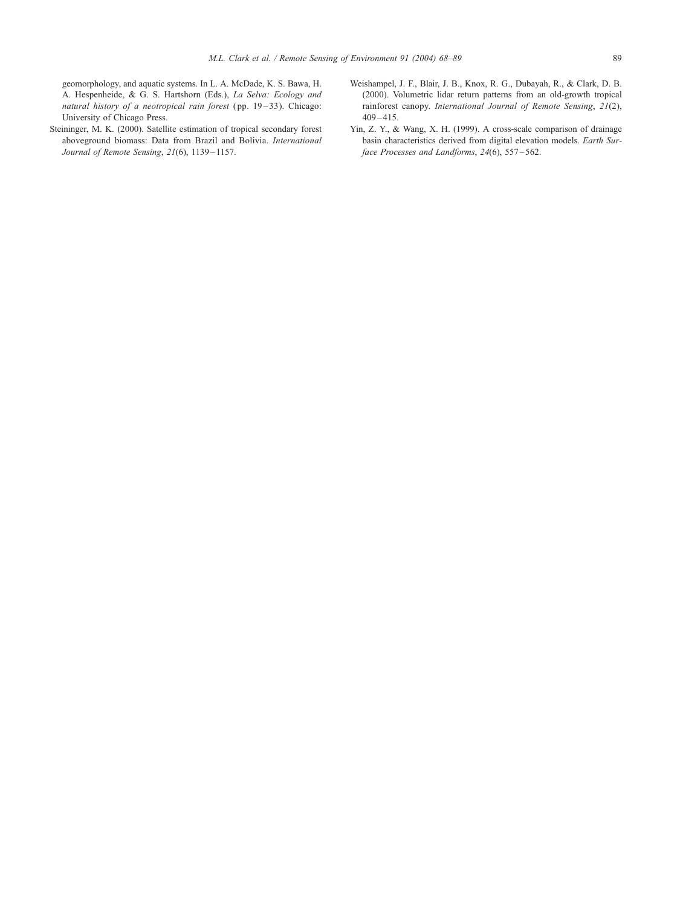geomorphology, and aquatic systems. In L. A. McDade, K. S. Bawa, H. A. Hespenheide, & G. S. Hartshorn (Eds.), *La Selva: Ecology and natural history of a neotropical rain forest* (pp. 19–33). Chicago: University of Chicago Press.

Steininger, M. K. (2000). Satellite estimation of tropical secondary forest aboveground biomass: Data from Brazil and Bolivia. *International Journal of Remote Sensing*, *21*(6), 1139–1157.

Weishampel, J. F., Blair, J. B., Knox, R. G., Dubayah, R., & Clark, D. B. (2000). Volumetric lidar return patterns from an old-growth tropical rainforest canopy. *International Journal of Remote Sensing*, *21*(2), 409–415.

Yin, Z. Y., & Wang, X. H. (1999). A cross-scale comparison of drainage basin characteristics derived from digital elevation models. *Earth Surface Processes and Landforms*, *24*(6), 557–562.